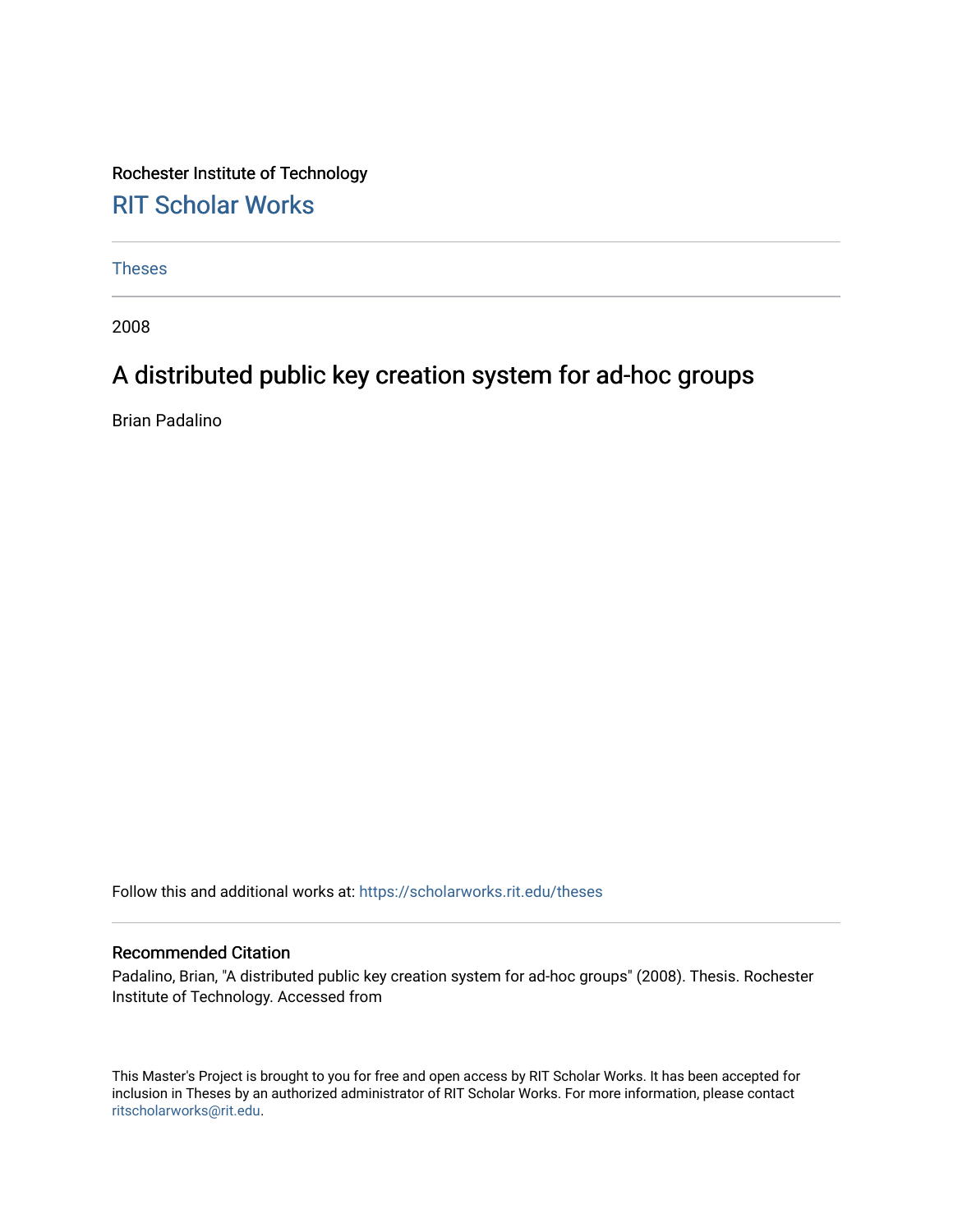Rochester Institute of Technology

RIT Scholar Works

Theses

2008

# A distributed public key creation system for ad-hoc groups

Brian Padalino

Follow this and additional works at: https://scholarworks.rit.edu/theses

## Recommended Citation

Padalino, Brian, "A distributed public key creation system for ad-hoc groups" (2008). Thesis. Rochester Institute of Technology. Accessed from

This Master's Project is brought to you for free and open access by RIT Scholar Works. It has been accepted for inclusion in Theses by an authorized administrator of RIT Scholar Works. For more information, please contact ritscholarworks@rit.edu.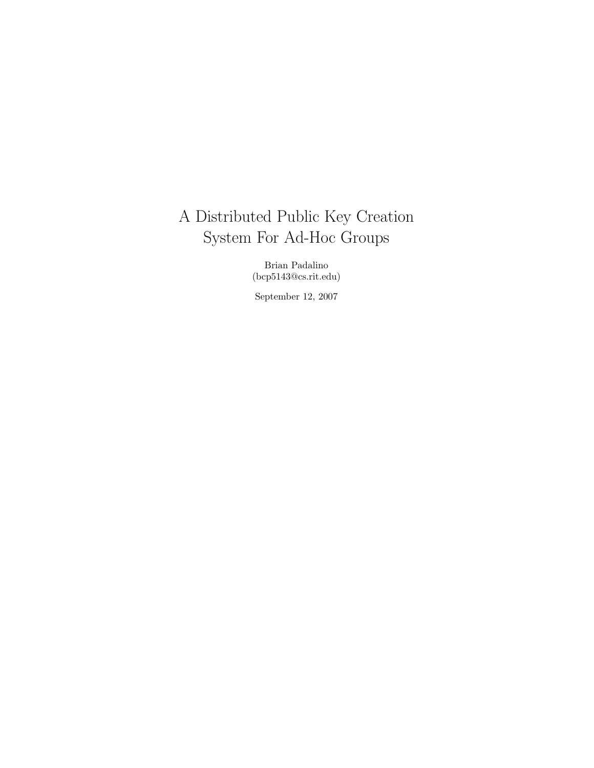# A Distributed Public Key Creation System For Ad-Hoc Groups

Brian Padalino
(bcp5143@cs.rit.edu)

September 12, 2007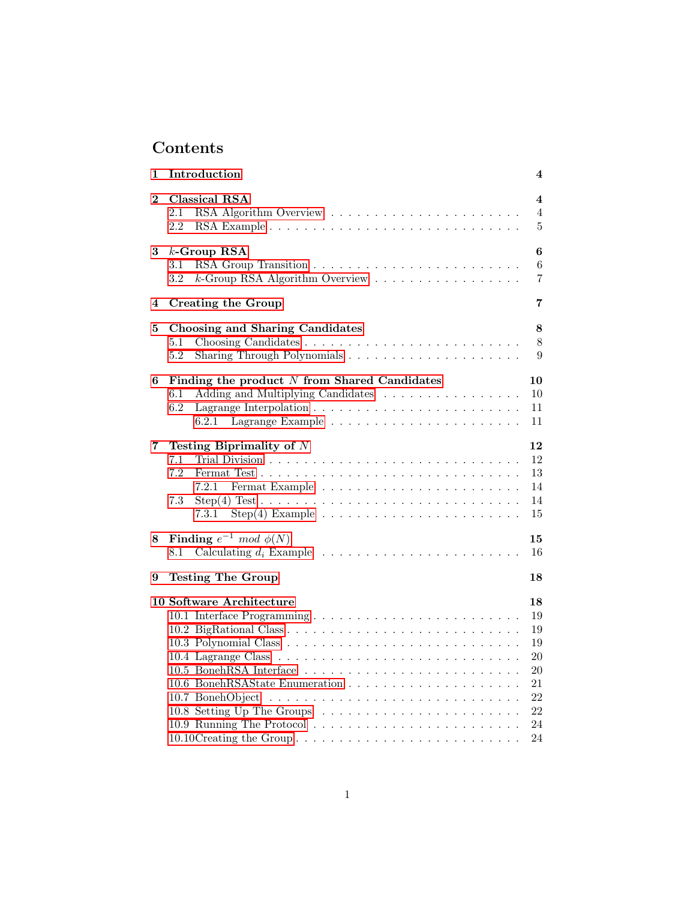# Contents

**1 Introduction** **4**

**2 Classical RSA** **4**
- 2.1 RSA Algorithm Overview . . . . . 4
- 2.2 RSA Example . . . . . 5

**3 $k$-Group RSA** **6**
- 3.1 RSA Group Transition . . . . . 6
- 3.2 $k$-Group RSA Algorithm Overview . . . . . 7

**4 Creating the Group** **7**

**5 Choosing and Sharing Candidates** **8**
- 5.1 Choosing Candidates . . . . . 8
- 5.2 Sharing Through Polynomials . . . . . 9

**6 Finding the product $N$ from Shared Candidates** **10**
- 6.1 Adding and Multiplying Candidates . . . . . 10
- 6.2 Lagrange Interpolation . . . . . 11
  - 6.2.1 Lagrange Example . . . . . 11

**7 Testing Biprimality of $N$** **12**
- 7.1 Trial Division . . . . . 12
- 7.2 Fermat Test . . . . . 13
  - 7.2.1 Fermat Example . . . . . 14
- 7.3 Step(4) Test . . . . . 14
  - 7.3.1 Step(4) Example . . . . . 15

**8 Finding $e^{-1}$ $mod$ $\phi(N)$** **15**
- 8.1 Calculating $d_i$ Example . . . . . 16

**9 Testing The Group** **18**

**10 Software Architecture** **18**
- 10.1 Interface Programming . . . . . 19
- 10.2 BigRational Class . . . . . 19
- 10.3 Polynomial Class . . . . . 19
- 10.4 Lagrange Class . . . . . 20
- 10.5 BonehRSA Interface . . . . . 20
- 10.6 BonehRSAState Enumeration . . . . . 21
- 10.7 BonehObject . . . . . 22
- 10.8 Setting Up The Groups . . . . . 22
- 10.9 Running The Protocol . . . . . 24
- 10.10 Creating the Group . . . . . 24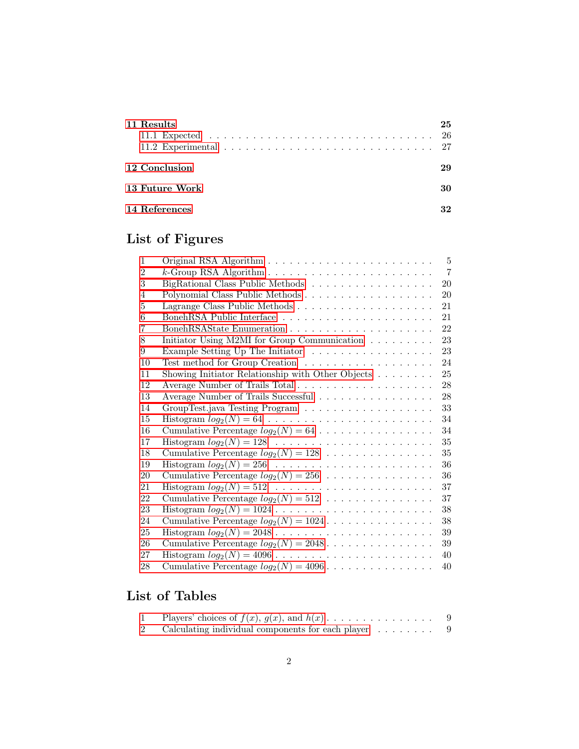**11 Results** 25

- 11.1 Expected . . . . . . . . . . 26
- 11.2 Experimental . . . . . . . . . . 27

**12 Conclusion** 29

**13 Future Work** 30

**14 References** 32

## List of Figures

| | | |
|---|---|---|
| 1 | Original RSA Algorithm | 5 |
| 2 | $k$-Group RSA Algorithm | 7 |
| 3 | BigRational Class Public Methods | 20 |
| 4 | Polynomial Class Public Methods | 20 |
| 5 | Lagrange Class Public Methods | 21 |
| 6 | BonehRSA Public Interface | 21 |
| 7 | BonehRSAState Enumeration | 22 |
| 8 | Initiator Using M2MI for Group Communication | 23 |
| 9 | Example Setting Up The Initiator | 23 |
| 10 | Test method for Group Creation | 24 |
| 11 | Showing Initiator Relationship with Other Objects | 25 |
| 12 | Average Number of Trails Total | 28 |
| 13 | Average Number of Trails Successful | 28 |
| 14 | GroupTest.java Testing Program | 33 |
| 15 | Histogram $log_2(N) = 64$ | 34 |
| 16 | Cumulative Percentage $log_2(N) = 64$ | 34 |
| 17 | Histogram $log_2(N) = 128$ | 35 |
| 18 | Cumulative Percentage $log_2(N) = 128$ | 35 |
| 19 | Histogram $log_2(N) = 256$ | 36 |
| 20 | Cumulative Percentage $log_2(N) = 256$ | 36 |
| 21 | Histogram $log_2(N) = 512$ | 37 |
| 22 | Cumulative Percentage $log_2(N) = 512$ | 37 |
| 23 | Histogram $log_2(N) = 1024$ | 38 |
| 24 | Cumulative Percentage $log_2(N) = 1024$ | 38 |
| 25 | Histogram $log_2(N) = 2048$ | 39 |
| 26 | Cumulative Percentage $log_2(N) = 2048$ | 39 |
| 27 | Histogram $log_2(N) = 4096$ | 40 |
| 28 | Cumulative Percentage $log_2(N) = 4096$ | 40 |

## List of Tables

| | | |
|---|---|---|
| 1 | Players' choices of $f(x)$, $g(x)$, and $h(x)$ | 9 |
| 2 | Calculating individual components for each player | 9 |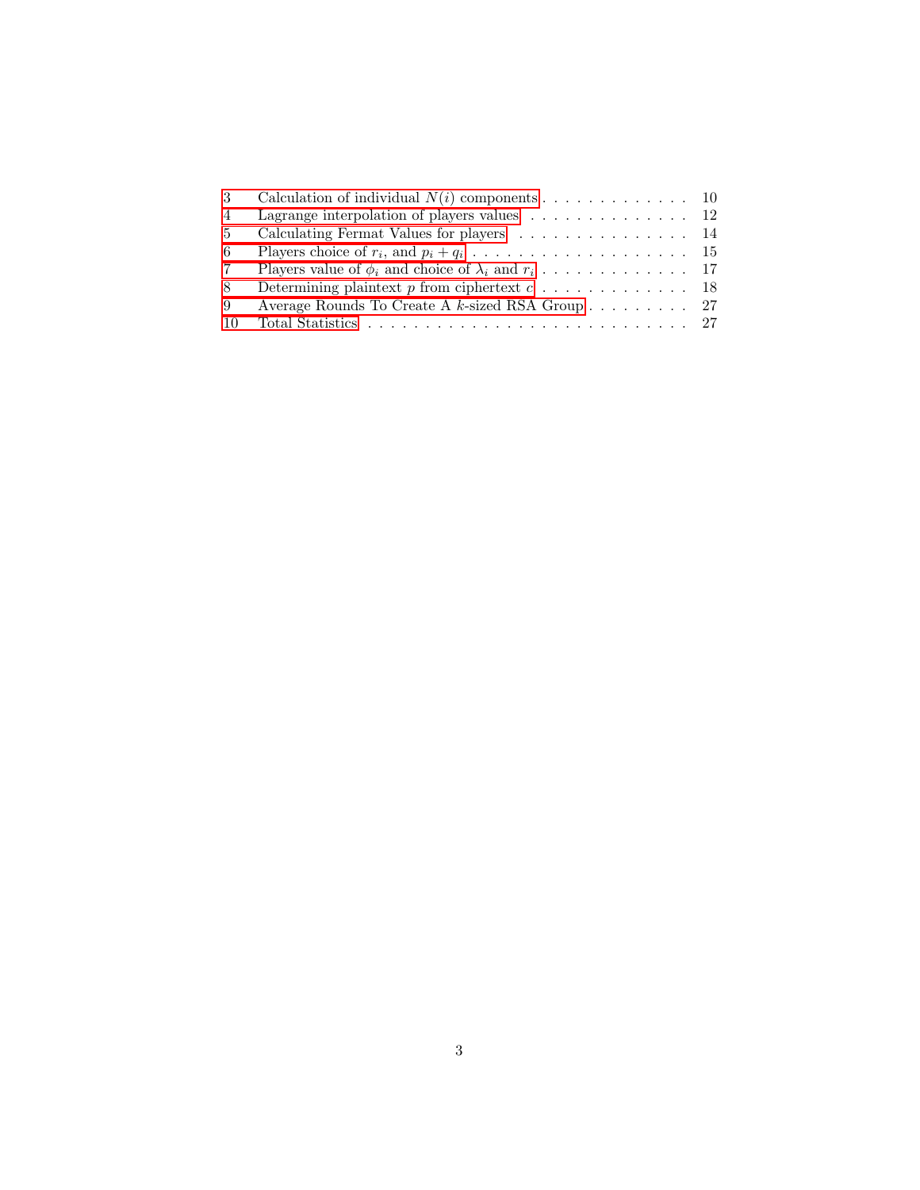| | | |
|---|---|---|
| 3 | Calculation of individual $N(i)$ components | 10 |
| 4 | Lagrange interpolation of players values | 12 |
| 5 | Calculating Fermat Values for players | 14 |
| 6 | Players choice of $r_i$, and $p_i + q_i$ | 15 |
| 7 | Players value of $\phi_i$ and choice of $\lambda_i$ and $r_i$ | 17 |
| 8 | Determining plaintext $p$ from ciphertext $c$ | 18 |
| 9 | Average Rounds To Create A $k$-sized RSA Group | 27 |
| 10 | Total Statistics | 27 |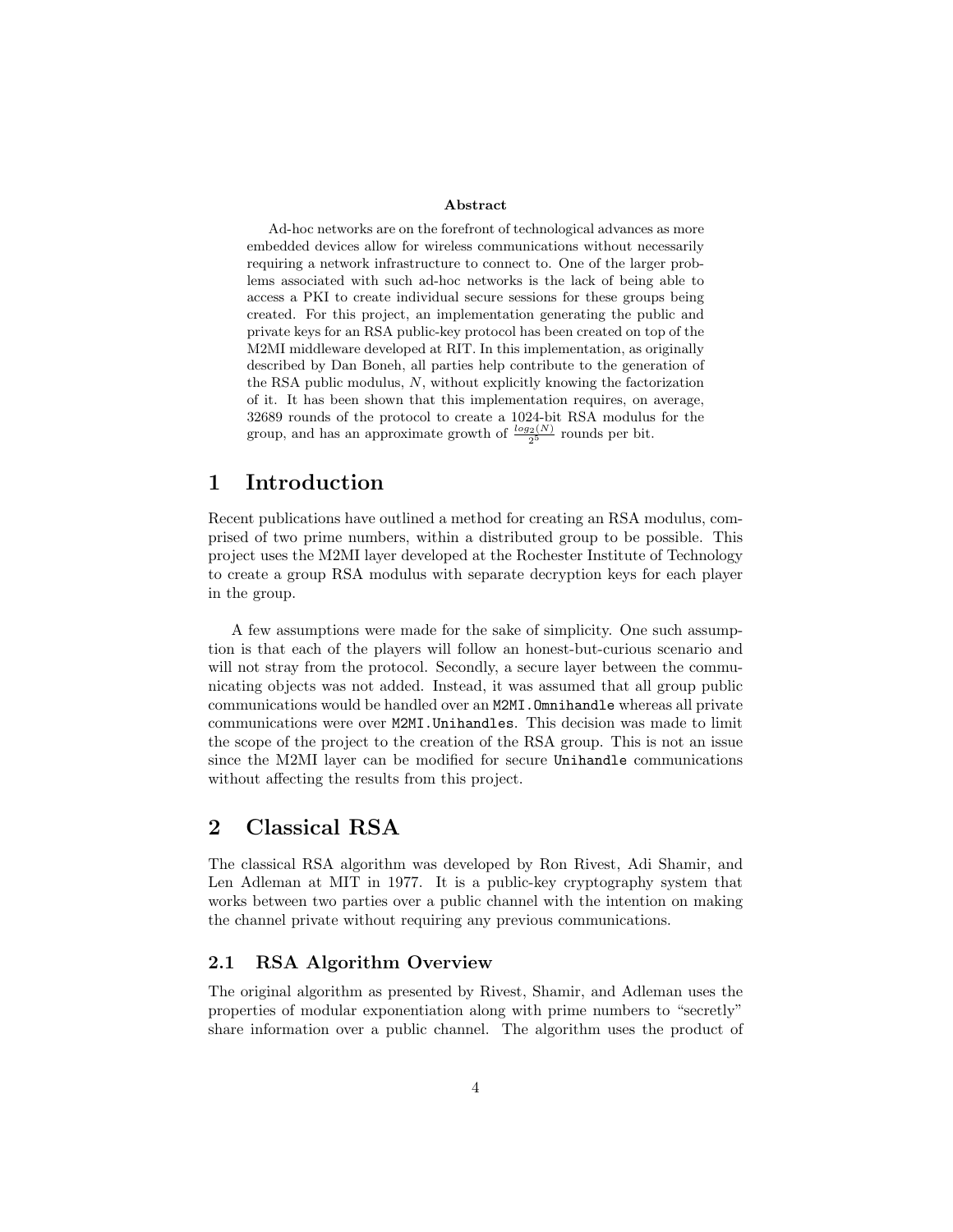**Abstract**

Ad-hoc networks are on the forefront of technological advances as more embedded devices allow for wireless communications without necessarily requiring a network infrastructure to connect to. One of the larger problems associated with such ad-hoc networks is the lack of being able to access a PKI to create individual secure sessions for these groups being created. For this project, an implementation generating the public and private keys for an RSA public-key protocol has been created on top of the M2MI middleware developed at RIT. In this implementation, as originally described by Dan Boneh, all parties help contribute to the generation of the RSA public modulus, $N$, without explicitly knowing the factorization of it. It has been shown that this implementation requires, on average, 32689 rounds of the protocol to create a 1024-bit RSA modulus for the group, and has an approximate growth of $\frac{log_2(N)}{2^5}$ rounds per bit.

# 1 Introduction

Recent publications have outlined a method for creating an RSA modulus, comprised of two prime numbers, within a distributed group to be possible. This project uses the M2MI layer developed at the Rochester Institute of Technology to create a group RSA modulus with separate decryption keys for each player in the group.

A few assumptions were made for the sake of simplicity. One such assumption is that each of the players will follow an honest-but-curious scenario and will not stray from the protocol. Secondly, a secure layer between the communicating objects was not added. Instead, it was assumed that all group public communications would be handled over an `M2MI.Omnihandle` whereas all private communications were over `M2MI.Unihandles`. This decision was made to limit the scope of the project to the creation of the RSA group. This is not an issue since the M2MI layer can be modified for secure `Unihandle` communications without affecting the results from this project.

# 2 Classical RSA

The classical RSA algorithm was developed by Ron Rivest, Adi Shamir, and Len Adleman at MIT in 1977. It is a public-key cryptography system that works between two parties over a public channel with the intention on making the channel private without requiring any previous communications.

## 2.1 RSA Algorithm Overview

The original algorithm as presented by Rivest, Shamir, and Adleman uses the properties of modular exponentiation along with prime numbers to "secretly" share information over a public channel. The algorithm uses the product of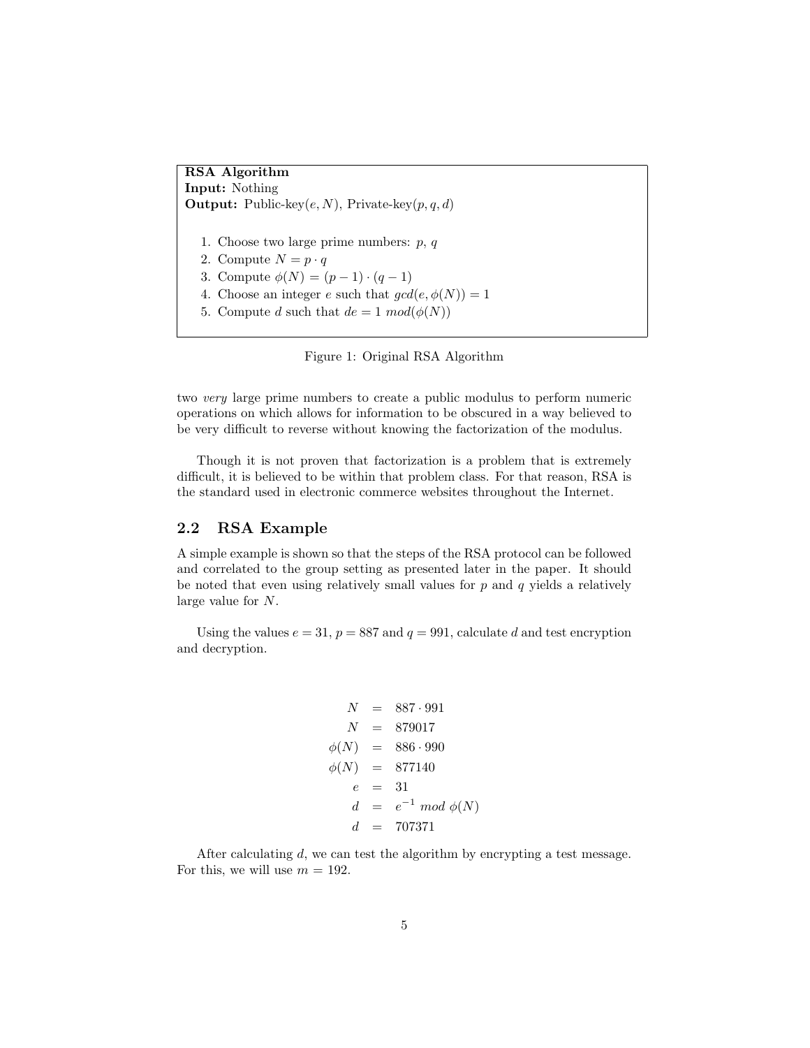**RSA Algorithm**
**Input:** Nothing
**Output:** Public-key$(e, N)$, Private-key$(p, q, d)$

1. Choose two large prime numbers: $p$, $q$
2. Compute $N = p \cdot q$
3. Compute $\phi(N) = (p-1) \cdot (q-1)$
4. Choose an integer $e$ such that $gcd(e, \phi(N)) = 1$
5. Compute $d$ such that $de = 1 \ mod(\phi(N))$

Figure 1: Original RSA Algorithm

two *very* large prime numbers to create a public modulus to perform numeric operations on which allows for information to be obscured in a way believed to be very difficult to reverse without knowing the factorization of the modulus.

Though it is not proven that factorization is a problem that is extremely difficult, it is believed to be within that problem class. For that reason, RSA is the standard used in electronic commerce websites throughout the Internet.

## 2.2 RSA Example

A simple example is shown so that the steps of the RSA protocol can be followed and correlated to the group setting as presented later in the paper. It should be noted that even using relatively small values for $p$ and $q$ yields a relatively large value for $N$.

Using the values $e = 31$, $p = 887$ and $q = 991$, calculate $d$ and test encryption and decryption.

$$
\begin{aligned}
N &= 887 \cdot 991 \\
N &= 879017 \\
\phi(N) &= 886 \cdot 990 \\
\phi(N) &= 877140 \\
e &= 31 \\
d &= e^{-1} \ mod \ \phi(N) \\
d &= 707371
\end{aligned}
$$

After calculating $d$, we can test the algorithm by encrypting a test message. For this, we will use $m = 192$.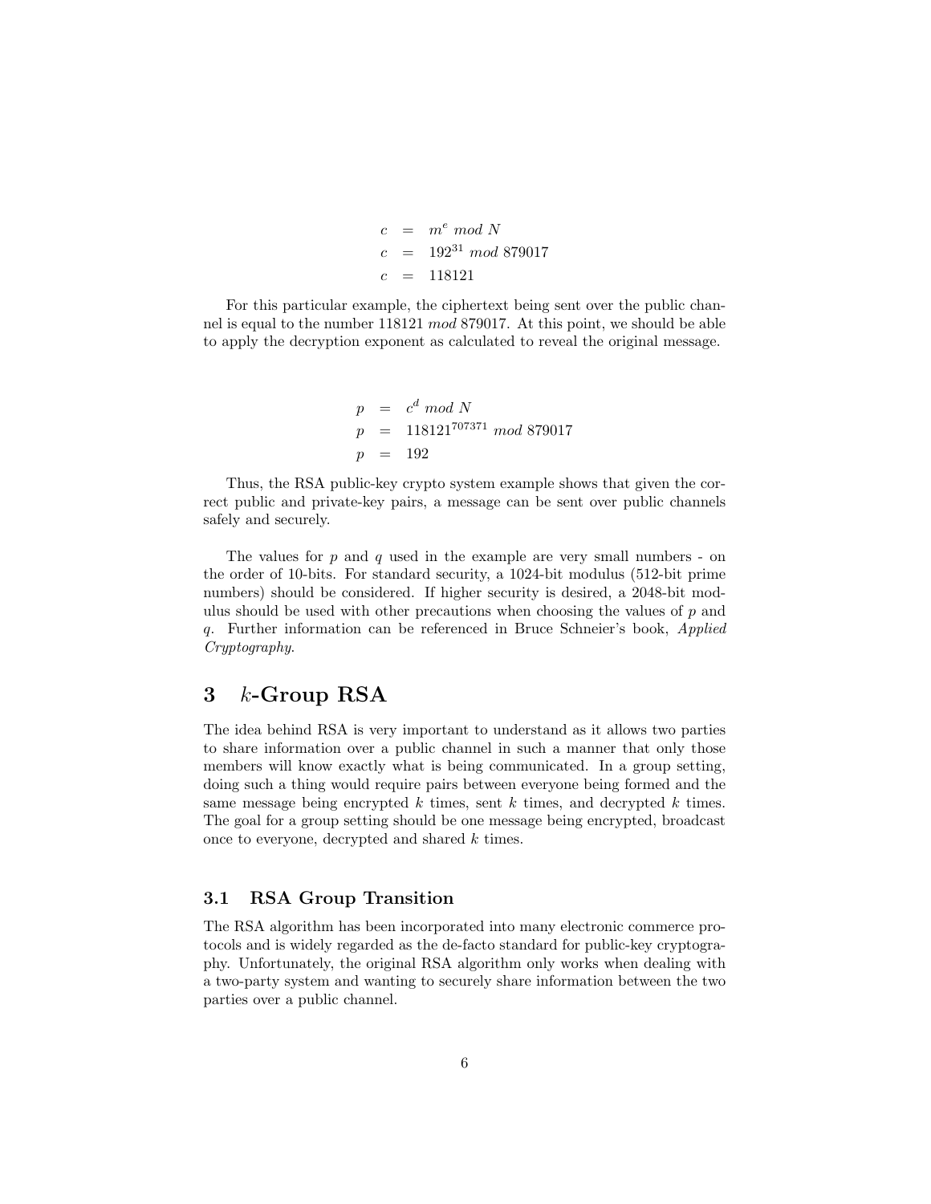$$
\begin{aligned}
c &= m^e \; mod \; N \\
c &= 192^{31} \; mod \; 879017 \\
c &= 118121
\end{aligned}
$$

For this particular example, the ciphertext being sent over the public channel is equal to the number 118121 *mod* 879017. At this point, we should be able to apply the decryption exponent as calculated to reveal the original message.

$$
\begin{aligned}
p &= c^d \; mod \; N \\
p &= 118121^{707371} \; mod \; 879017 \\
p &= 192
\end{aligned}
$$

Thus, the RSA public-key crypto system example shows that given the correct public and private-key pairs, a message can be sent over public channels safely and securely.

The values for $p$ and $q$ used in the example are very small numbers - on the order of 10-bits. For standard security, a 1024-bit modulus (512-bit prime numbers) should be considered. If higher security is desired, a 2048-bit modulus should be used with other precautions when choosing the values of $p$ and $q$. Further information can be referenced in Bruce Schneier's book, *Applied Cryptography*.

# 3 $k$-Group RSA

The idea behind RSA is very important to understand as it allows two parties to share information over a public channel in such a manner that only those members will know exactly what is being communicated. In a group setting, doing such a thing would require pairs between everyone being formed and the same message being encrypted $k$ times, sent $k$ times, and decrypted $k$ times. The goal for a group setting should be one message being encrypted, broadcast once to everyone, decrypted and shared $k$ times.

## 3.1 RSA Group Transition

The RSA algorithm has been incorporated into many electronic commerce protocols and is widely regarded as the de-facto standard for public-key cryptography. Unfortunately, the original RSA algorithm only works when dealing with a two-party system and wanting to securely share information between the two parties over a public channel.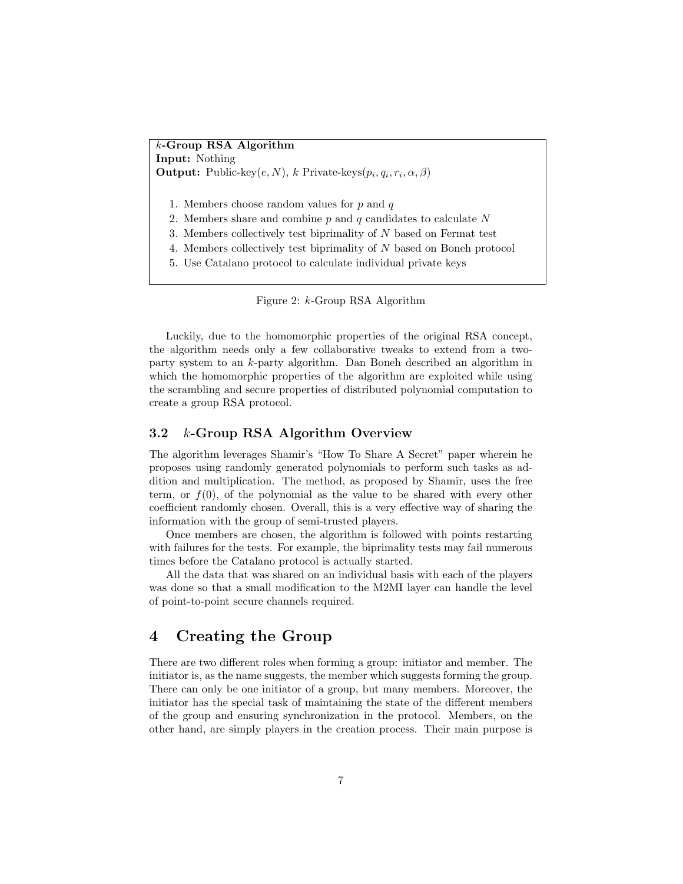**$k$-Group RSA Algorithm**
**Input:** Nothing
**Output:** Public-key$(e, N)$, $k$ Private-keys$(p_i, q_i, r_i, \alpha, \beta)$

1. Members choose random values for $p$ and $q$
2. Members share and combine $p$ and $q$ candidates to calculate $N$
3. Members collectively test biprimality of $N$ based on Fermat test
4. Members collectively test biprimality of $N$ based on Boneh protocol
5. Use Catalano protocol to calculate individual private keys

Figure 2: $k$-Group RSA Algorithm

Luckily, due to the homomorphic properties of the original RSA concept, the algorithm needs only a few collaborative tweaks to extend from a two-party system to an $k$-party algorithm. Dan Boneh described an algorithm in which the homomorphic properties of the algorithm are exploited while using the scrambling and secure properties of distributed polynomial computation to create a group RSA protocol.

### 3.2 $k$-Group RSA Algorithm Overview

The algorithm leverages Shamir's "How To Share A Secret" paper wherein he proposes using randomly generated polynomials to perform such tasks as addition and multiplication. The method, as proposed by Shamir, uses the free term, or $f(0)$, of the polynomial as the value to be shared with every other coefficient randomly chosen. Overall, this is a very effective way of sharing the information with the group of semi-trusted players.

Once members are chosen, the algorithm is followed with points restarting with failures for the tests. For example, the biprimality tests may fail numerous times before the Catalano protocol is actually started.

All the data that was shared on an individual basis with each of the players was done so that a small modification to the M2MI layer can handle the level of point-to-point secure channels required.

## 4 Creating the Group

There are two different roles when forming a group: initiator and member. The initiator is, as the name suggests, the member which suggests forming the group. There can only be one initiator of a group, but many members. Moreover, the initiator has the special task of maintaining the state of the different members of the group and ensuring synchronization in the protocol. Members, on the other hand, are simply players in the creation process. Their main purpose is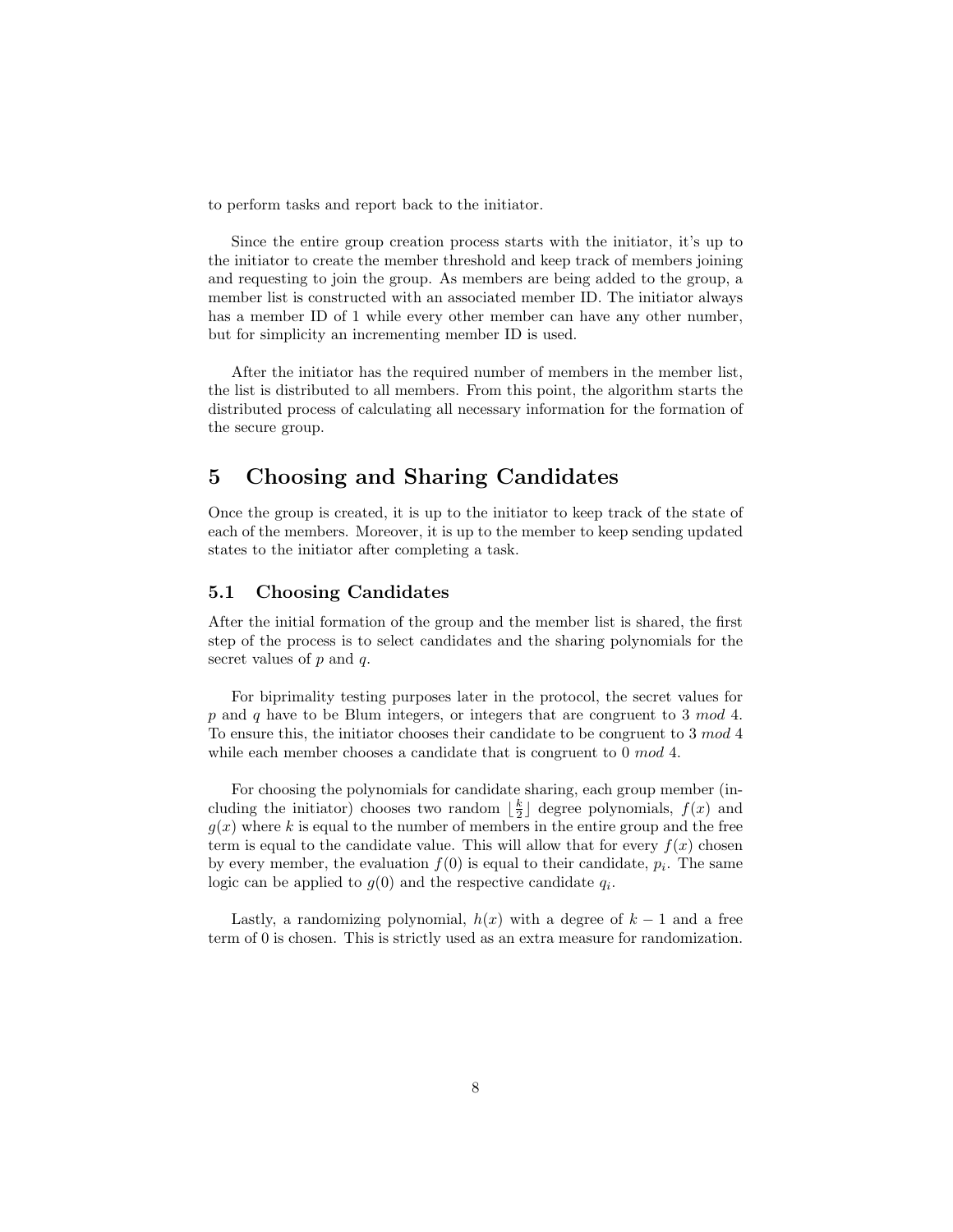to perform tasks and report back to the initiator.

Since the entire group creation process starts with the initiator, it's up to the initiator to create the member threshold and keep track of members joining and requesting to join the group. As members are being added to the group, a member list is constructed with an associated member ID. The initiator always has a member ID of 1 while every other member can have any other number, but for simplicity an incrementing member ID is used.

After the initiator has the required number of members in the member list, the list is distributed to all members. From this point, the algorithm starts the distributed process of calculating all necessary information for the formation of the secure group.

# 5 Choosing and Sharing Candidates

Once the group is created, it is up to the initiator to keep track of the state of each of the members. Moreover, it is up to the member to keep sending updated states to the initiator after completing a task.

## 5.1 Choosing Candidates

After the initial formation of the group and the member list is shared, the first step of the process is to select candidates and the sharing polynomials for the secret values of $p$ and $q$.

For biprimality testing purposes later in the protocol, the secret values for $p$ and $q$ have to be Blum integers, or integers that are congruent to $3 \ mod \ 4$. To ensure this, the initiator chooses their candidate to be congruent to $3 \ mod \ 4$ while each member chooses a candidate that is congruent to $0 \ mod \ 4$.

For choosing the polynomials for candidate sharing, each group member (including the initiator) chooses two random $\lfloor \frac{k}{2} \rfloor$ degree polynomials, $f(x)$ and $g(x)$ where $k$ is equal to the number of members in the entire group and the free term is equal to the candidate value. This will allow that for every $f(x)$ chosen by every member, the evaluation $f(0)$ is equal to their candidate, $p_i$. The same logic can be applied to $g(0)$ and the respective candidate $q_i$.

Lastly, a randomizing polynomial, $h(x)$ with a degree of $k-1$ and a free term of 0 is chosen. This is strictly used as an extra measure for randomization.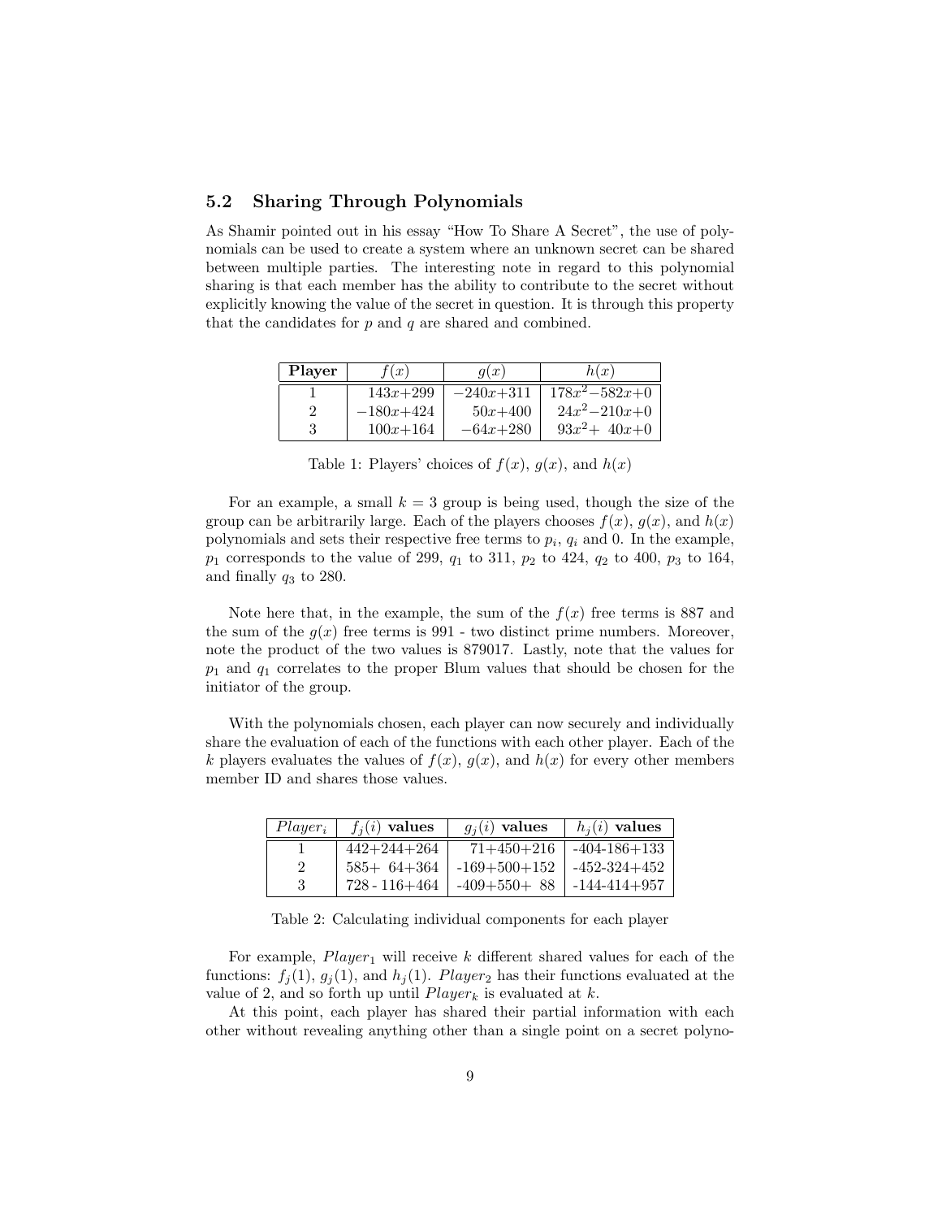### 5.2 Sharing Through Polynomials

As Shamir pointed out in his essay "How To Share A Secret", the use of polynomials can be used to create a system where an unknown secret can be shared between multiple parties. The interesting note in regard to this polynomial sharing is that each member has the ability to contribute to the secret without explicitly knowing the value of the secret in question. It is through this property that the candidates for $p$ and $q$ are shared and combined.

| **Player** | $f(x)$ | $g(x)$ | $h(x)$ |
|---|---|---|---|
| 1 | $143x+299$ | $-240x+311$ | $178x^2-582x+0$ |
| 2 | $-180x+424$ | $50x+400$ | $24x^2-210x+0$ |
| 3 | $100x+164$ | $-64x+280$ | $93x^2+40x+0$ |

Table 1: Players' choices of $f(x)$, $g(x)$, and $h(x)$

For an example, a small $k = 3$ group is being used, though the size of the group can be arbitrarily large. Each of the players chooses $f(x)$, $g(x)$, and $h(x)$ polynomials and sets their respective free terms to $p_i$, $q_i$ and 0. In the example, $p_1$ corresponds to the value of 299, $q_1$ to 311, $p_2$ to 424, $q_2$ to 400, $p_3$ to 164, and finally $q_3$ to 280.

Note here that, in the example, the sum of the $f(x)$ free terms is 887 and the sum of the $g(x)$ free terms is 991 - two distinct prime numbers. Moreover, note the product of the two values is 879017. Lastly, note that the values for $p_1$ and $q_1$ correlates to the proper Blum values that should be chosen for the initiator of the group.

With the polynomials chosen, each player can now securely and individually share the evaluation of each of the functions with each other player. Each of the $k$ players evaluates the values of $f(x)$, $g(x)$, and $h(x)$ for every other members member ID and shares those values.

| $Player_i$ | $f_j(i)$ **values** | $g_j(i)$ **values** | $h_j(i)$ **values** |
|---|---|---|---|
| 1 | 442+244+264 | 71+450+216 | -404-186+133 |
| 2 | 585+ 64+364 | -169+500+152 | -452-324+452 |
| 3 | 728 - 116+464 | -409+550+ 88 | -144-414+957 |

Table 2: Calculating individual components for each player

For example, $Player_1$ will receive $k$ different shared values for each of the functions: $f_j(1)$, $g_j(1)$, and $h_j(1)$. $Player_2$ has their functions evaluated at the value of 2, and so forth up until $Player_k$ is evaluated at $k$.

At this point, each player has shared their partial information with each other without revealing anything other than a single point on a secret polyno-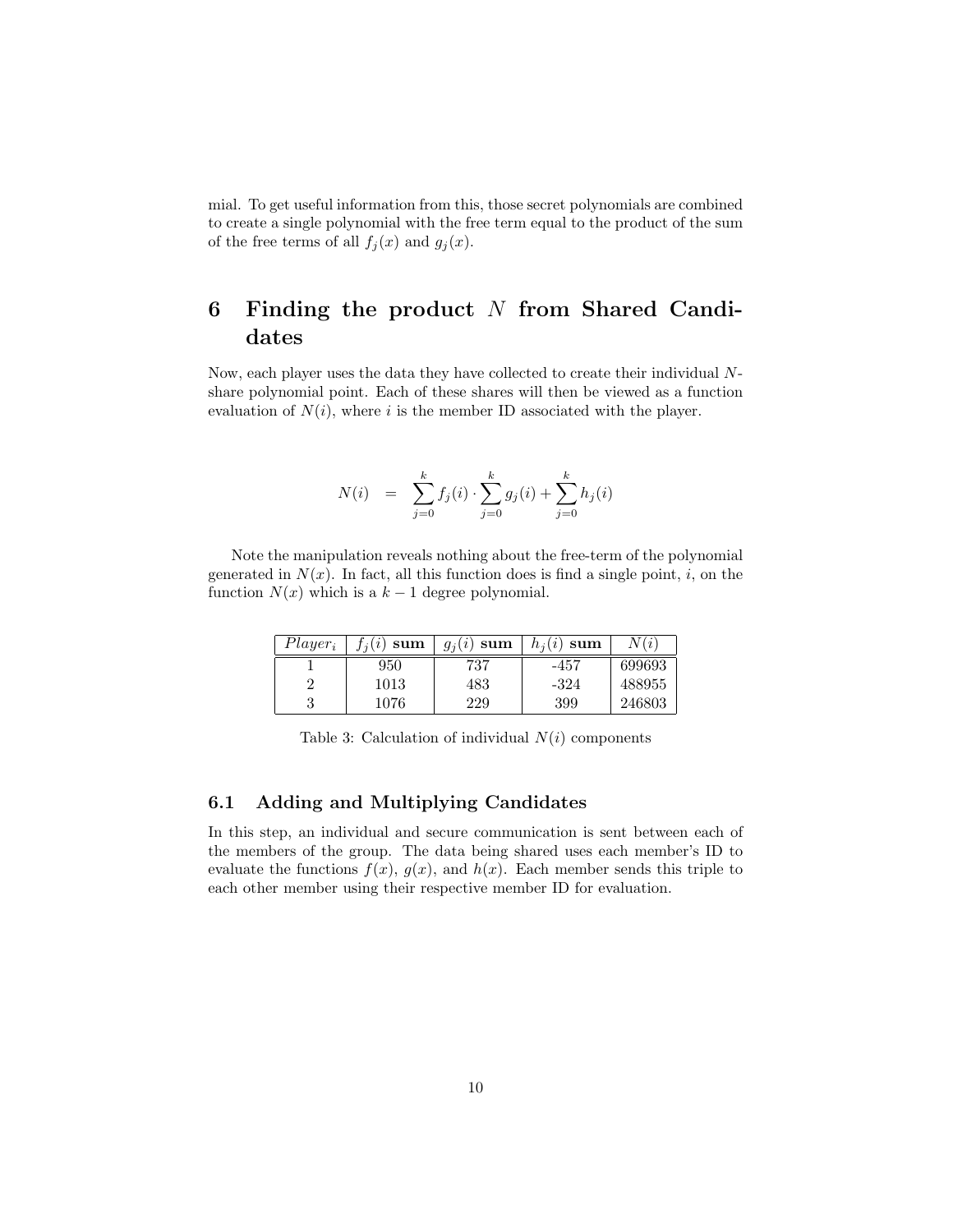mial. To get useful information from this, those secret polynomials are combined to create a single polynomial with the free term equal to the product of the sum of the free terms of all $f_j(x)$ and $g_j(x)$.

# 6 Finding the product $N$ from Shared Candidates

Now, each player uses the data they have collected to create their individual $N$-share polynomial point. Each of these shares will then be viewed as a function evaluation of $N(i)$, where $i$ is the member ID associated with the player.

$$N(i) \quad = \quad \sum_{j=0}^{k} f_j(i) \cdot \sum_{j=0}^{k} g_j(i) + \sum_{j=0}^{k} h_j(i)$$

Note the manipulation reveals nothing about the free-term of the polynomial generated in $N(x)$. In fact, all this function does is find a single point, $i$, on the function $N(x)$ which is a $k-1$ degree polynomial.

| $Player_i$ | $f_j(i)$ **sum** | $g_j(i)$ **sum** | $h_j(i)$ **sum** | $N(i)$ |
|---|---|---|---|---|
| 1 | 950 | 737 | -457 | 699693 |
| 2 | 1013 | 483 | -324 | 488955 |
| 3 | 1076 | 229 | 399 | 246803 |

Table 3: Calculation of individual $N(i)$ components

## 6.1 Adding and Multiplying Candidates

In this step, an individual and secure communication is sent between each of the members of the group. The data being shared uses each member's ID to evaluate the functions $f(x)$, $g(x)$, and $h(x)$. Each member sends this triple to each other member using their respective member ID for evaluation.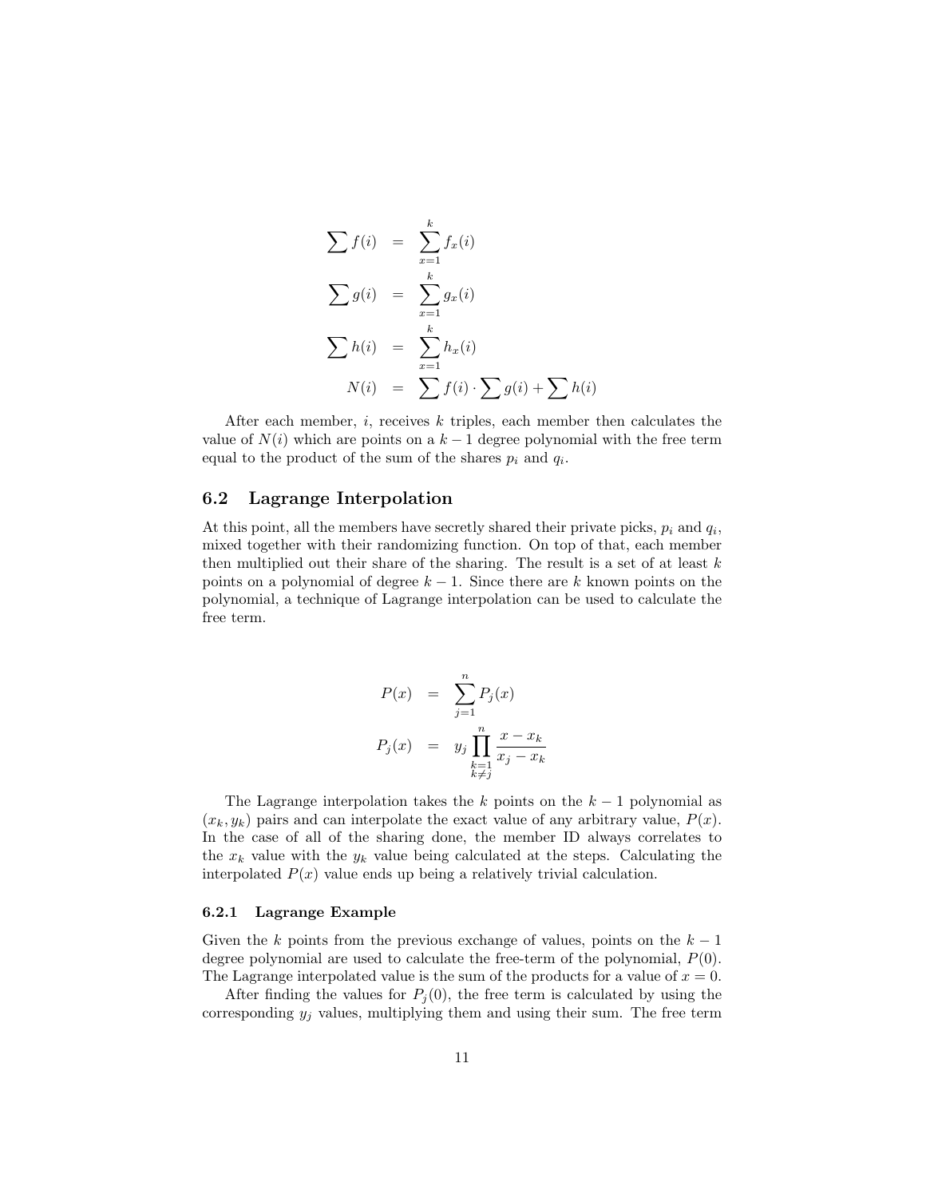$$
\begin{aligned}
\sum f(i) &= \sum_{x=1}^{k} f_x(i) \\
\sum g(i) &= \sum_{x=1}^{k} g_x(i) \\
\sum h(i) &= \sum_{x=1}^{k} h_x(i) \\
N(i) &= \sum f(i) \cdot \sum g(i) + \sum h(i)
\end{aligned}
$$

After each member, $i$, receives $k$ triples, each member then calculates the value of $N(i)$ which are points on a $k-1$ degree polynomial with the free term equal to the product of the sum of the shares $p_i$ and $q_i$.

## 6.2 Lagrange Interpolation

At this point, all the members have secretly shared their private picks, $p_i$ and $q_i$, mixed together with their randomizing function. On top of that, each member then multiplied out their share of the sharing. The result is a set of at least $k$ points on a polynomial of degree $k-1$. Since there are $k$ known points on the polynomial, a technique of Lagrange interpolation can be used to calculate the free term.

$$
\begin{aligned}
P(x) &= \sum_{j=1}^{n} P_j(x) \\
P_j(x) &= y_j \prod_{\substack{k=1 \\ k \neq j}}^{n} \frac{x - x_k}{x_j - x_k}
\end{aligned}
$$

The Lagrange interpolation takes the $k$ points on the $k-1$ polynomial as $(x_k, y_k)$ pairs and can interpolate the exact value of any arbitrary value, $P(x)$. In the case of all of the sharing done, the member ID always correlates to the $x_k$ value with the $y_k$ value being calculated at the steps. Calculating the interpolated $P(x)$ value ends up being a relatively trivial calculation.

### 6.2.1 Lagrange Example

Given the $k$ points from the previous exchange of values, points on the $k-1$ degree polynomial are used to calculate the free-term of the polynomial, $P(0)$. The Lagrange interpolated value is the sum of the products for a value of $x = 0$.

After finding the values for $P_j(0)$, the free term is calculated by using the corresponding $y_j$ values, multiplying them and using their sum. The free term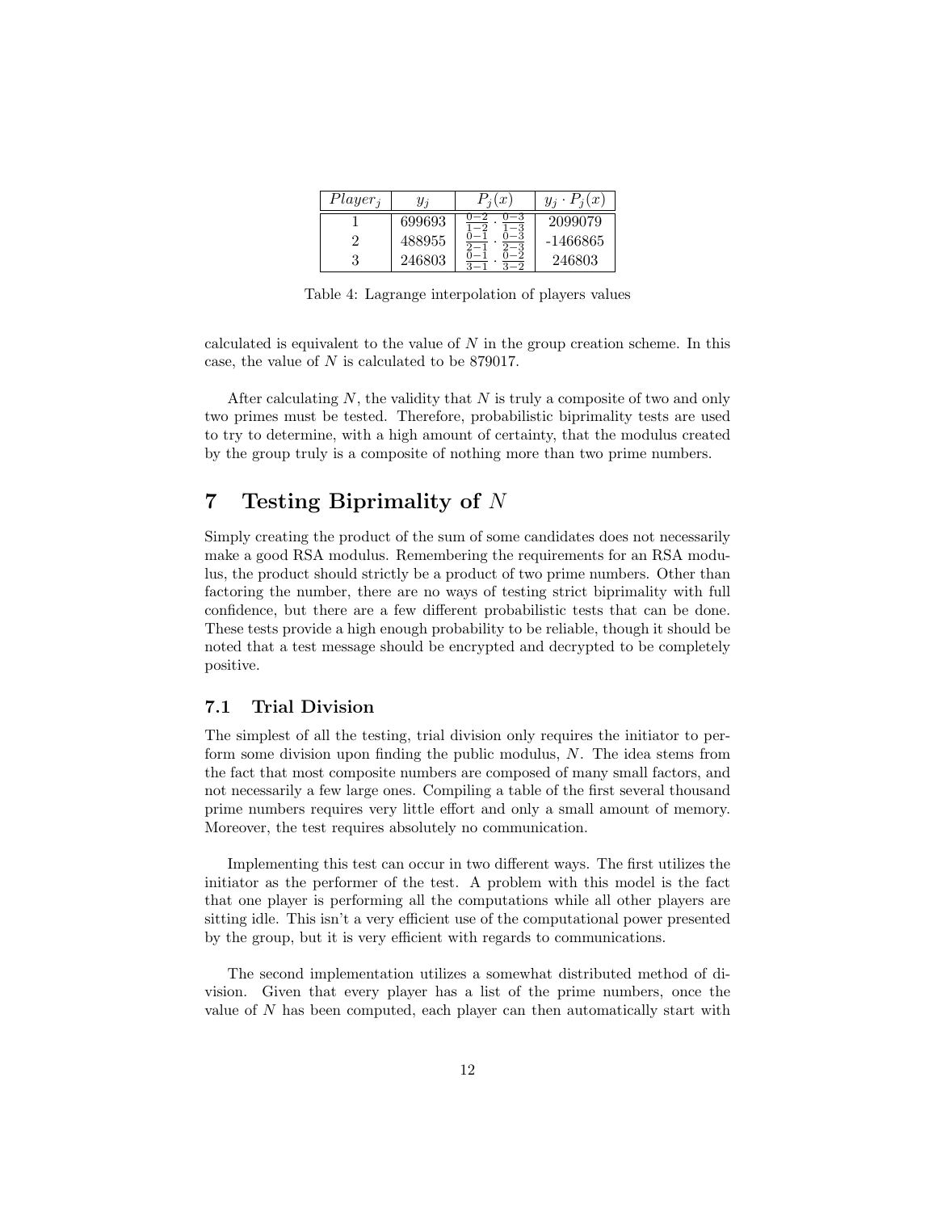| $Player_j$ | $y_j$ | $P_j(x)$ | $y_j \cdot P_j(x)$ |
| --- | --- | --- | --- |
| 1 | 699693 | $\frac{0-2}{1-2} \cdot \frac{0-3}{1-3}$ | 2099079 |
| 2 | 488955 | $\frac{0-1}{2-1} \cdot \frac{0-3}{2-3}$ | -1466865 |
| 3 | 246803 | $\frac{0-1}{3-1} \cdot \frac{0-2}{3-2}$ | 246803 |

Table 4: Lagrange interpolation of players values

calculated is equivalent to the value of $N$ in the group creation scheme. In this case, the value of $N$ is calculated to be 879017.

After calculating $N$, the validity that $N$ is truly a composite of two and only two primes must be tested. Therefore, probabilistic biprimality tests are used to try to determine, with a high amount of certainty, that the modulus created by the group truly is a composite of nothing more than two prime numbers.

# 7 Testing Biprimality of $N$

Simply creating the product of the sum of some candidates does not necessarily make a good RSA modulus. Remembering the requirements for an RSA modulus, the product should strictly be a product of two prime numbers. Other than factoring the number, there are no ways of testing strict biprimality with full confidence, but there are a few different probabilistic tests that can be done. These tests provide a high enough probability to be reliable, though it should be noted that a test message should be encrypted and decrypted to be completely positive.

## 7.1 Trial Division

The simplest of all the testing, trial division only requires the initiator to perform some division upon finding the public modulus, $N$. The idea stems from the fact that most composite numbers are composed of many small factors, and not necessarily a few large ones. Compiling a table of the first several thousand prime numbers requires very little effort and only a small amount of memory. Moreover, the test requires absolutely no communication.

Implementing this test can occur in two different ways. The first utilizes the initiator as the performer of the test. A problem with this model is the fact that one player is performing all the computations while all other players are sitting idle. This isn't a very efficient use of the computational power presented by the group, but it is very efficient with regards to communications.

The second implementation utilizes a somewhat distributed method of division. Given that every player has a list of the prime numbers, once the value of $N$ has been computed, each player can then automatically start with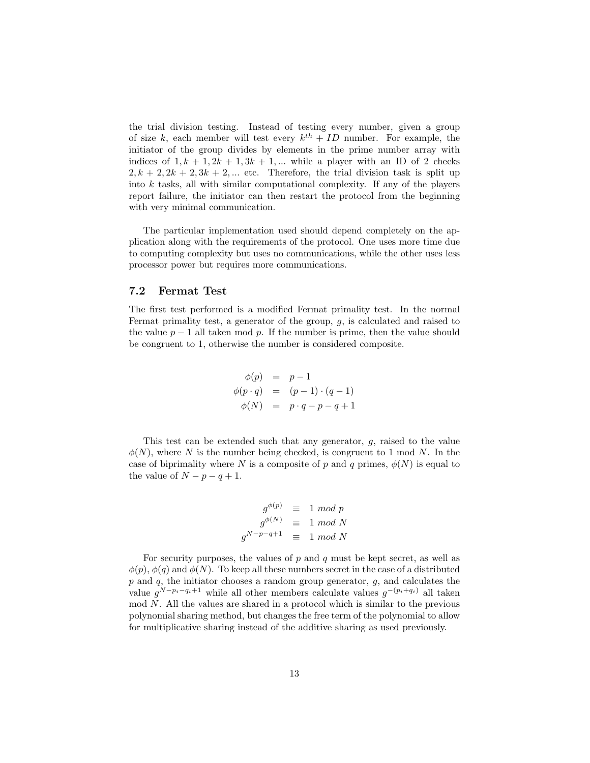the trial division testing. Instead of testing every number, given a group of size $k$, each member will test every $k^{th} + ID$ number. For example, the initiator of the group divides by elements in the prime number array with indices of $1, k+1, 2k+1, 3k+1, \ldots$ while a player with an ID of 2 checks $2, k+2, 2k+2, 3k+2, \ldots$ etc. Therefore, the trial division task is split up into $k$ tasks, all with similar computational complexity. If any of the players report failure, the initiator can then restart the protocol from the beginning with very minimal communication.

The particular implementation used should depend completely on the application along with the requirements of the protocol. One uses more time due to computing complexity but uses no communications, while the other uses less processor power but requires more communications.

### 7.2 Fermat Test

The first test performed is a modified Fermat primality test. In the normal Fermat primality test, a generator of the group, $g$, is calculated and raised to the value $p-1$ all taken mod $p$. If the number is prime, then the value should be congruent to 1, otherwise the number is considered composite.

$$
\begin{aligned}
\phi(p) &= p - 1 \\
\phi(p \cdot q) &= (p-1) \cdot (q-1) \\
\phi(N) &= p \cdot q - p - q + 1
\end{aligned}
$$

This test can be extended such that any generator, $g$, raised to the value $\phi(N)$, where $N$ is the number being checked, is congruent to 1 mod $N$. In the case of biprimality where $N$ is a composite of $p$ and $q$ primes, $\phi(N)$ is equal to the value of $N - p - q + 1$.

$$
\begin{aligned}
g^{\phi(p)} &\equiv 1 \ mod \ p \\
g^{\phi(N)} &\equiv 1 \ mod \ N \\
g^{N-p-q+1} &\equiv 1 \ mod \ N
\end{aligned}
$$

For security purposes, the values of $p$ and $q$ must be kept secret, as well as $\phi(p)$, $\phi(q)$ and $\phi(N)$. To keep all these numbers secret in the case of a distributed $p$ and $q$, the initiator chooses a random group generator, $g$, and calculates the value $g^{N-p_i-q_i+1}$ while all other members calculate values $g^{-(p_i+q_i)}$ all taken mod $N$. All the values are shared in a protocol which is similar to the previous polynomial sharing method, but changes the free term of the polynomial to allow for multiplicative sharing instead of the additive sharing as used previously.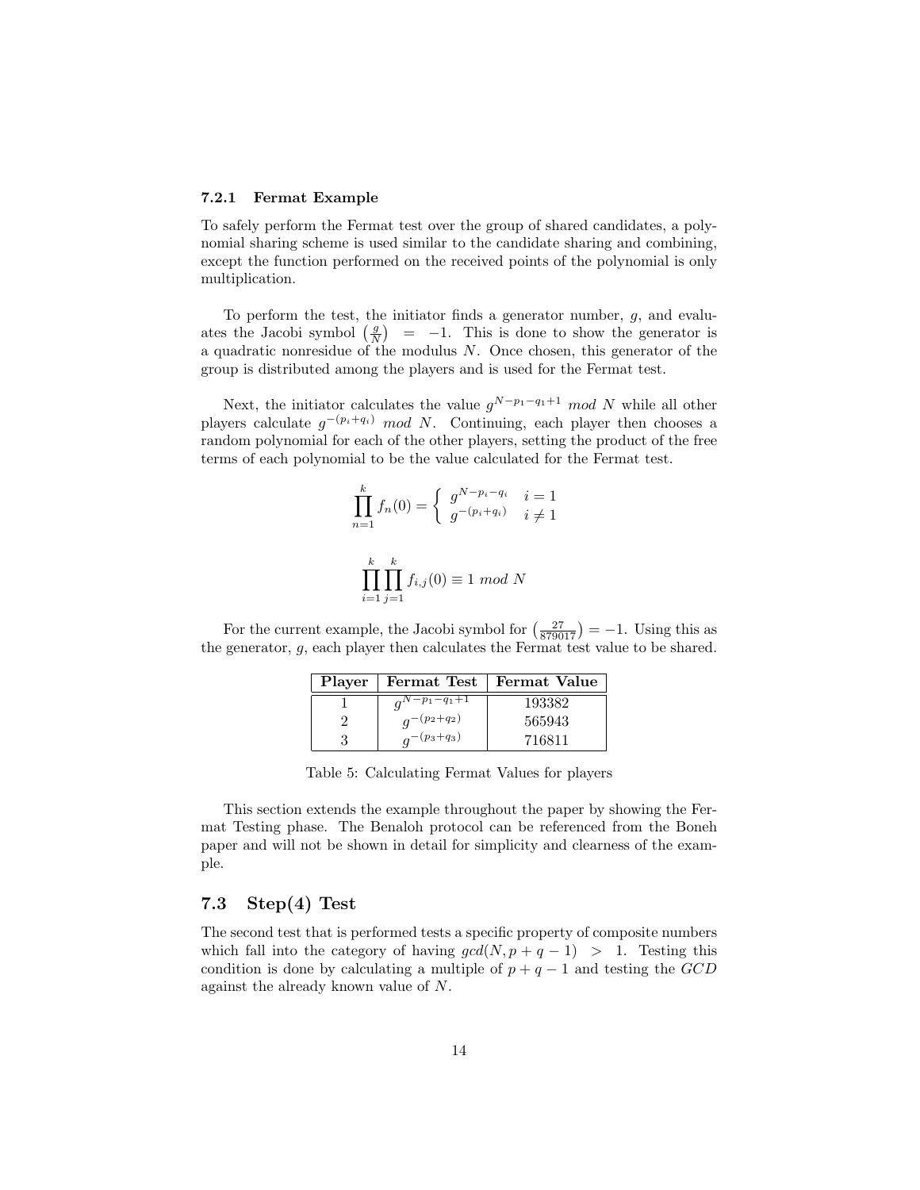### 7.2.1 Fermat Example

To safely perform the Fermat test over the group of shared candidates, a polynomial sharing scheme is used similar to the candidate sharing and combining, except the function performed on the received points of the polynomial is only multiplication.

To perform the test, the initiator finds a generator number, $g$, and evaluates the Jacobi symbol $\left(\frac{g}{N}\right) = -1$. This is done to show the generator is a quadratic nonresidue of the modulus $N$. Once chosen, this generator of the group is distributed among the players and is used for the Fermat test.

Next, the initiator calculates the value $g^{N-p_1-q_1+1} \ mod \ N$ while all other players calculate $g^{-(p_i+q_i)} \ mod \ N$. Continuing, each player then chooses a random polynomial for each of the other players, setting the product of the free terms of each polynomial to be the value calculated for the Fermat test.

$$\prod_{n=1}^{k} f_n(0) = \begin{cases} g^{N-p_i-q_i} & i = 1 \\ g^{-(p_i+q_i)} & i \neq 1 \end{cases}$$

$$\prod_{i=1}^{k}\prod_{j=1}^{k} f_{i,j}(0) \equiv 1 \ mod \ N$$

For the current example, the Jacobi symbol for $\left(\frac{27}{879017}\right) = -1$. Using this as the generator, $g$, each player then calculates the Fermat test value to be shared.

| Player | Fermat Test | Fermat Value |
|---|---|---|
| 1 | $g^{N-p_1-q_1+1}$ | 193382 |
| 2 | $g^{-(p_2+q_2)}$ | 565943 |
| 3 | $g^{-(p_3+q_3)}$ | 716811 |

Table 5: Calculating Fermat Values for players

This section extends the example throughout the paper by showing the Fermat Testing phase. The Benaloh protocol can be referenced from the Boneh paper and will not be shown in detail for simplicity and clearness of the example.

## 7.3 Step(4) Test

The second test that is performed tests a specific property of composite numbers which fall into the category of having $gcd(N, p+q-1) > 1$. Testing this condition is done by calculating a multiple of $p+q-1$ and testing the $GCD$ against the already known value of $N$.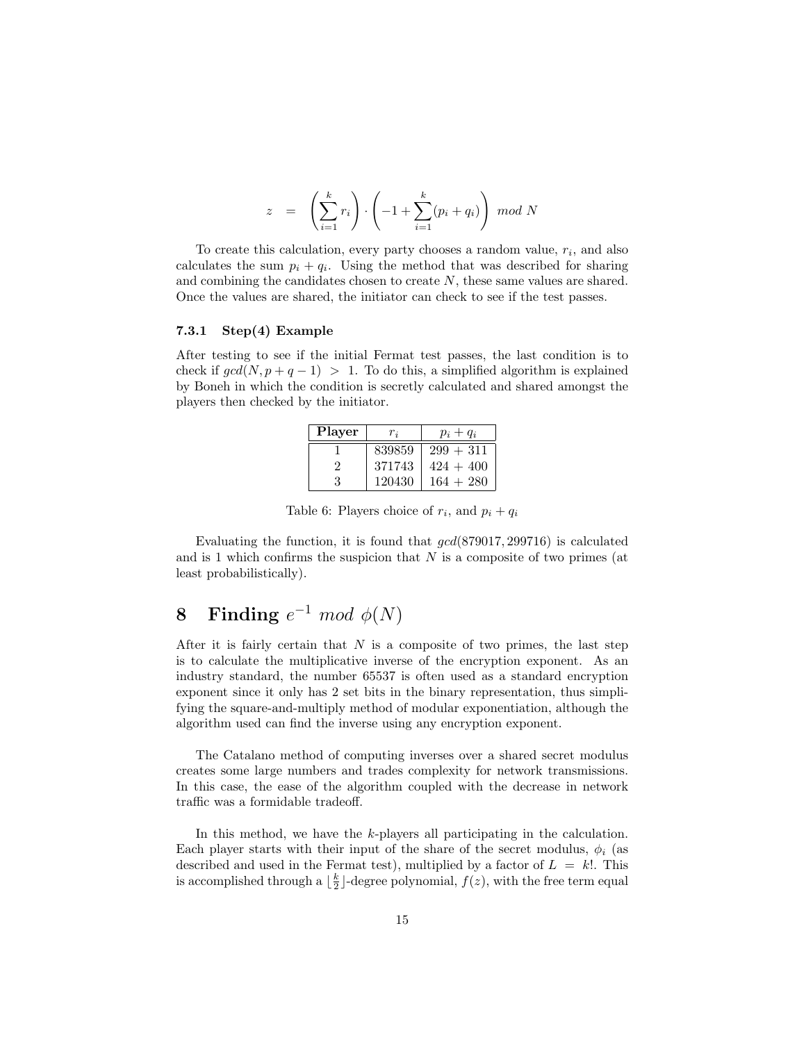$$z = \left(\sum_{i=1}^{k} r_i\right) \cdot \left(-1 + \sum_{i=1}^{k}(p_i + q_i)\right) \; mod \; N$$

To create this calculation, every party chooses a random value, $r_i$, and also calculates the sum $p_i + q_i$. Using the method that was described for sharing and combining the candidates chosen to create $N$, these same values are shared. Once the values are shared, the initiator can check to see if the test passes.

#### 7.3.1 Step(4) Example

After testing to see if the initial Fermat test passes, the last condition is to check if $gcd(N, p + q - 1) > 1$. To do this, a simplified algorithm is explained by Boneh in which the condition is secretly calculated and shared amongst the players then checked by the initiator.

| Player | $r_i$ | $p_i + q_i$ |
|---|---|---|
| 1 | 839859 | 299 + 311 |
| 2 | 371743 | 424 + 400 |
| 3 | 120430 | 164 + 280 |

Table 6: Players choice of $r_i$, and $p_i + q_i$

Evaluating the function, it is found that $gcd(879017, 299716)$ is calculated and is 1 which confirms the suspicion that $N$ is a composite of two primes (at least probabilistically).

# 8 Finding $e^{-1}$ $mod$ $\phi(N)$

After it is fairly certain that $N$ is a composite of two primes, the last step is to calculate the multiplicative inverse of the encryption exponent. As an industry standard, the number 65537 is often used as a standard encryption exponent since it only has 2 set bits in the binary representation, thus simplifying the square-and-multiply method of modular exponentiation, although the algorithm used can find the inverse using any encryption exponent.

The Catalano method of computing inverses over a shared secret modulus creates some large numbers and trades complexity for network transmissions. In this case, the ease of the algorithm coupled with the decrease in network traffic was a formidable tradeoff.

In this method, we have the $k$-players all participating in the calculation. Each player starts with their input of the share of the secret modulus, $\phi_i$ (as described and used in the Fermat test), multiplied by a factor of $L = k!$. This is accomplished through a $\lfloor \frac{k}{2} \rfloor$-degree polynomial, $f(z)$, with the free term equal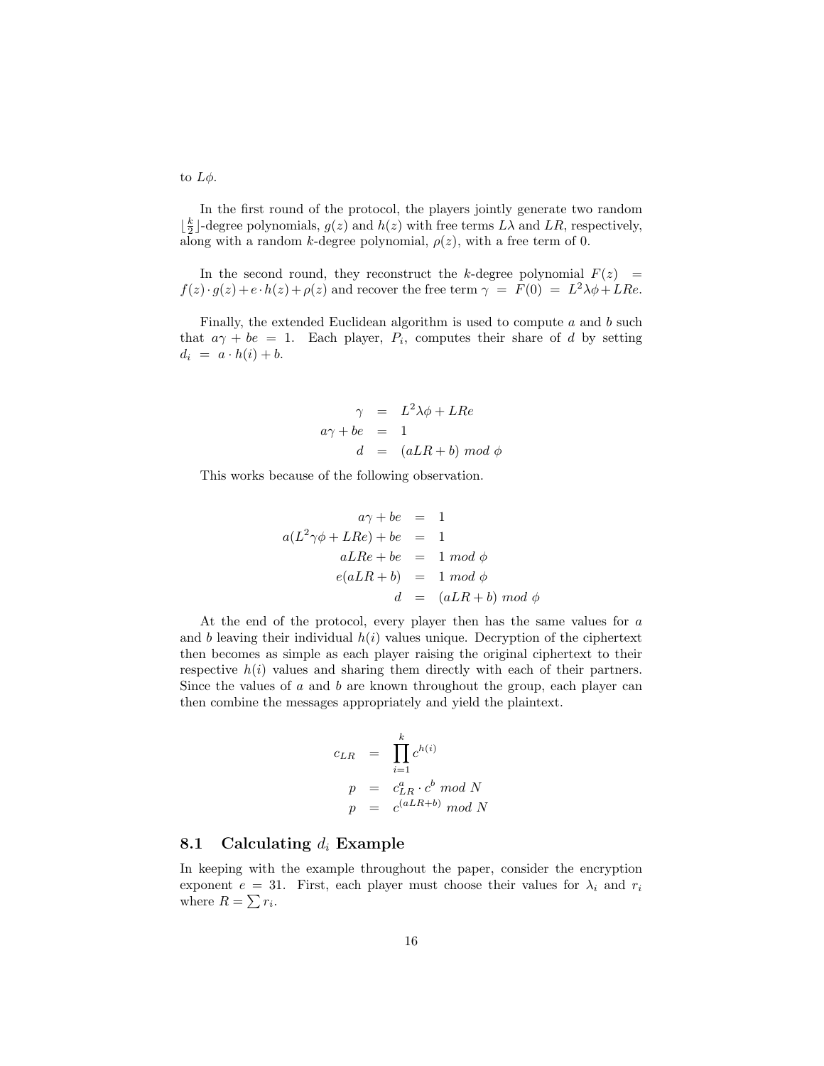to $L\phi$.

In the first round of the protocol, the players jointly generate two random $\lfloor \frac{k}{2} \rfloor$-degree polynomials, $g(z)$ and $h(z)$ with free terms $L\lambda$ and $LR$, respectively, along with a random $k$-degree polynomial, $\rho(z)$, with a free term of 0.

In the second round, they reconstruct the $k$-degree polynomial $F(z) = f(z) \cdot g(z) + e \cdot h(z) + \rho(z)$ and recover the free term $\gamma = F(0) = L^2\lambda\phi + LRe$.

Finally, the extended Euclidean algorithm is used to compute $a$ and $b$ such that $a\gamma + be = 1$. Each player, $P_i$, computes their share of $d$ by setting $d_i = a \cdot h(i) + b$.

$$
\begin{aligned}
\gamma &= L^2\lambda\phi + LRe \\
a\gamma + be &= 1 \\
d &= (aLR + b) \ mod \ \phi
\end{aligned}
$$

This works because of the following observation.

$$
\begin{aligned}
a\gamma + be &= 1 \\
a(L^2\gamma\phi + LRe) + be &= 1 \\
aLRe + be &= 1 \ mod \ \phi \\
e(aLR + b) &= 1 \ mod \ \phi \\
d &= (aLR + b) \ mod \ \phi
\end{aligned}
$$

At the end of the protocol, every player then has the same values for $a$ and $b$ leaving their individual $h(i)$ values unique. Decryption of the ciphertext then becomes as simple as each player raising the original ciphertext to their respective $h(i)$ values and sharing them directly with each of their partners. Since the values of $a$ and $b$ are known throughout the group, each player can then combine the messages appropriately and yield the plaintext.

$$
\begin{aligned}
c_{LR} &= \prod_{i=1}^{k} c^{h(i)} \\
p &= c_{LR}^{a} \cdot c^{b} \ mod \ N \\
p &= c^{(aLR+b)} \ mod \ N
\end{aligned}
$$

## 8.1 Calculating $d_i$ Example

In keeping with the example throughout the paper, consider the encryption exponent $e = 31$. First, each player must choose their values for $\lambda_i$ and $r_i$ where $R = \sum r_i$.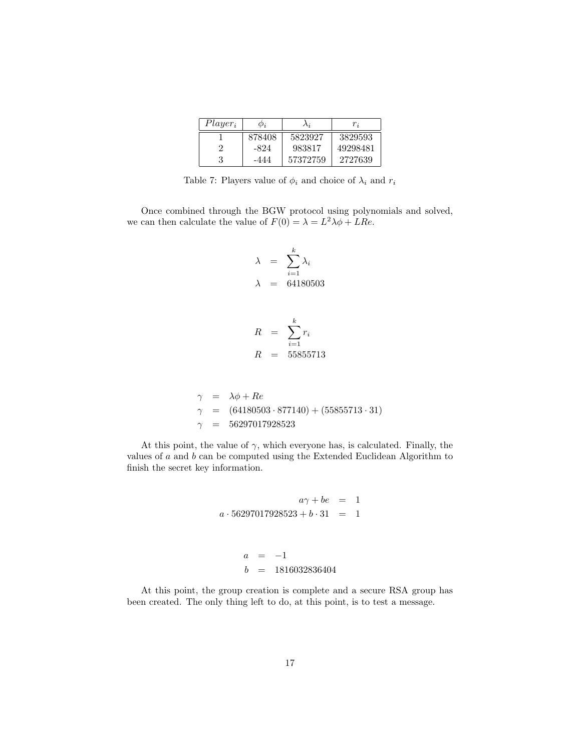| $Player_i$ | $\phi_i$ | $\lambda_i$ | $r_i$ |
|---|---|---|---|
| 1 | 878408 | 5823927 | 3829593 |
| 2 | -824 | 983817 | 49298481 |
| 3 | -444 | 57372759 | 2727639 |

Table 7: Players value of $\phi_i$ and choice of $\lambda_i$ and $r_i$

Once combined through the BGW protocol using polynomials and solved, we can then calculate the value of $F(0) = \lambda = L^2\lambda\phi + LRe$.

$$\begin{aligned}
\lambda &= \sum_{i=1}^{k} \lambda_i \\
\lambda &= 64180503
\end{aligned}$$

$$\begin{aligned}
R &= \sum_{i=1}^{k} r_i \\
R &= 55855713
\end{aligned}$$

$$\begin{aligned}
\gamma &= \lambda\phi + Re \\
\gamma &= (64180503 \cdot 877140) + (55855713 \cdot 31) \\
\gamma &= 56297017928523
\end{aligned}$$

At this point, the value of $\gamma$, which everyone has, is calculated. Finally, the values of $a$ and $b$ can be computed using the Extended Euclidean Algorithm to finish the secret key information.

$$\begin{aligned}
a\gamma + be &= 1 \\
a \cdot 56297017928523 + b \cdot 31 &= 1
\end{aligned}$$

$$\begin{aligned}
a &= -1 \\
b &= 1816032836404
\end{aligned}$$

At this point, the group creation is complete and a secure RSA group has been created. The only thing left to do, at this point, is to test a message.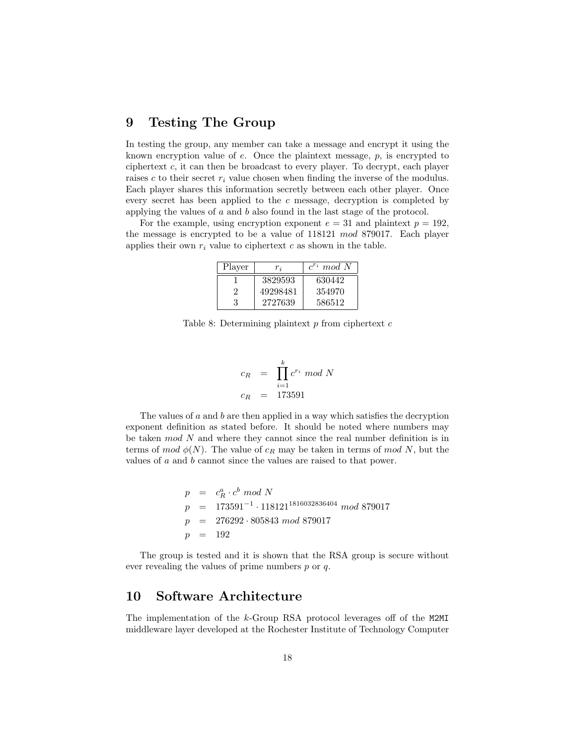## 9 Testing The Group

In testing the group, any member can take a message and encrypt it using the known encryption value of $e$. Once the plaintext message, $p$, is encrypted to ciphertext $c$, it can then be broadcast to every player. To decrypt, each player raises $c$ to their secret $r_i$ value chosen when finding the inverse of the modulus. Each player shares this information secretly between each other player. Once every secret has been applied to the $c$ message, decryption is completed by applying the values of $a$ and $b$ also found in the last stage of the protocol.

For the example, using encryption exponent $e = 31$ and plaintext $p = 192$, the message is encrypted to be a value of 118121 $mod$ 879017. Each player applies their own $r_i$ value to ciphertext $c$ as shown in the table.

| Player | $r_i$ | $c^{r_i}$ $mod$ $N$ |
|---|---|---|
| 1 | 3829593 | 630442 |
| 2 | 49298481 | 354970 |
| 3 | 2727639 | 586512 |

Table 8: Determining plaintext $p$ from ciphertext $c$

$$
\begin{aligned}
c_R &= \prod_{i=1}^{k} c^{r_i} \ mod \ N \\
c_R &= 173591
\end{aligned}
$$

The values of $a$ and $b$ are then applied in a way which satisfies the decryption exponent definition as stated before. It should be noted where numbers may be taken $mod$ $N$ and where they cannot since the real number definition is in terms of $mod$ $\phi(N)$. The value of $c_R$ may be taken in terms of $mod$ $N$, but the values of $a$ and $b$ cannot since the values are raised to that power.

$$
\begin{aligned}
p &= c_R^a \cdot c^b \ mod \ N \\
p &= 173591^{-1} \cdot 118121^{1816032836404} \ mod \ 879017 \\
p &= 276292 \cdot 805843 \ mod \ 879017 \\
p &= 192
\end{aligned}
$$

The group is tested and it is shown that the RSA group is secure without ever revealing the values of prime numbers $p$ or $q$.

## 10 Software Architecture

The implementation of the $k$-Group RSA protocol leverages off of the `M2MI` middleware layer developed at the Rochester Institute of Technology Computer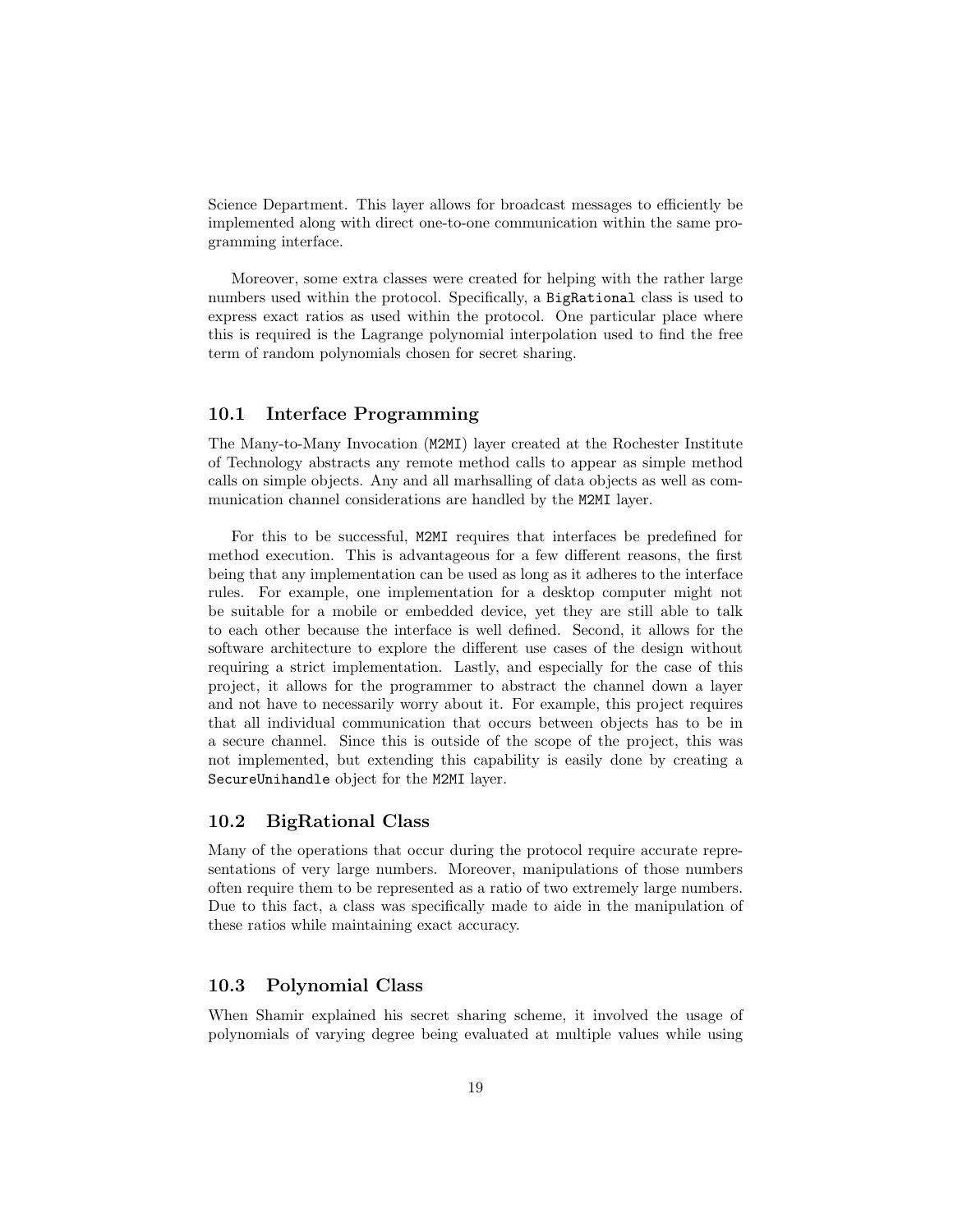Science Department. This layer allows for broadcast messages to efficiently be implemented along with direct one-to-one communication within the same programming interface.

Moreover, some extra classes were created for helping with the rather large numbers used within the protocol. Specifically, a `BigRational` class is used to express exact ratios as used within the protocol. One particular place where this is required is the Lagrange polynomial interpolation used to find the free term of random polynomials chosen for secret sharing.

## 10.1 Interface Programming

The Many-to-Many Invocation (`M2MI`) layer created at the Rochester Institute of Technology abstracts any remote method calls to appear as simple method calls on simple objects. Any and all marhsalling of data objects as well as communication channel considerations are handled by the `M2MI` layer.

For this to be successful, `M2MI` requires that interfaces be predefined for method execution. This is advantageous for a few different reasons, the first being that any implementation can be used as long as it adheres to the interface rules. For example, one implementation for a desktop computer might not be suitable for a mobile or embedded device, yet they are still able to talk to each other because the interface is well defined. Second, it allows for the software architecture to explore the different use cases of the design without requiring a strict implementation. Lastly, and especially for the case of this project, it allows for the programmer to abstract the channel down a layer and not have to necessarily worry about it. For example, this project requires that all individual communication that occurs between objects has to be in a secure channel. Since this is outside of the scope of the project, this was not implemented, but extending this capability is easily done by creating a `SecureUnihandle` object for the `M2MI` layer.

## 10.2 BigRational Class

Many of the operations that occur during the protocol require accurate representations of very large numbers. Moreover, manipulations of those numbers often require them to be represented as a ratio of two extremely large numbers. Due to this fact, a class was specifically made to aide in the manipulation of these ratios while maintaining exact accuracy.

## 10.3 Polynomial Class

When Shamir explained his secret sharing scheme, it involved the usage of polynomials of varying degree being evaluated at multiple values while using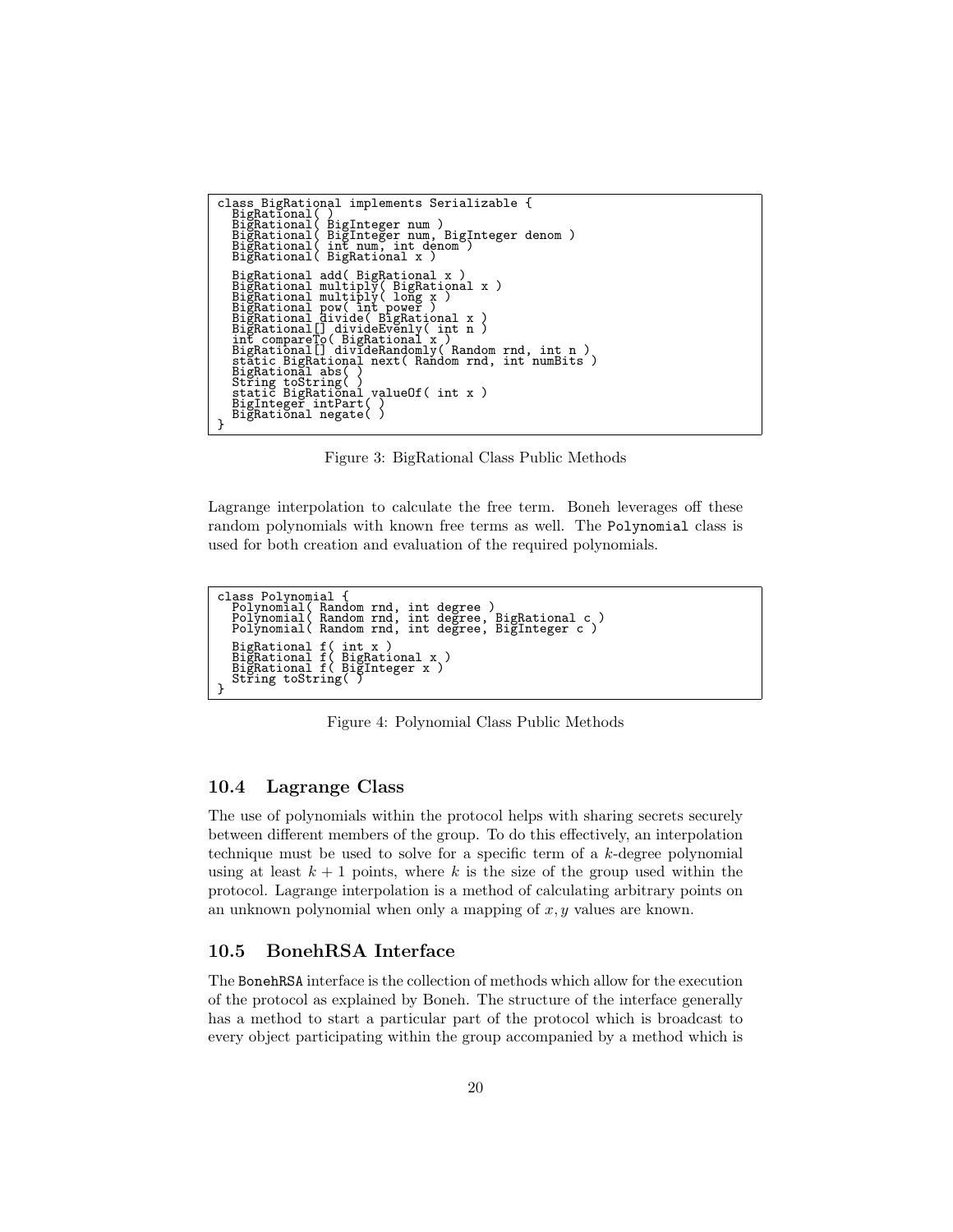```
class BigRational implements Serializable {
  BigRational( )
  BigRational( BigInteger num )
  BigRational( BigInteger num, BigInteger denom )
  BigRational( int num, int denom )
  BigRational( BigRational x )

  BigRational add( BigRational x )
  BigRational multiply( BigRational x )
  BigRational multiply( long x )
  BigRational pow( int power )
  BigRational divide( BigRational x )
  BigRational[] divideEvenly( int n )
  int compareTo( BigRational x )
  BigRational[] divideRandomly( Random rnd, int n )
  static BigRational next( Random rnd, int numBits )
  BigRational abs( )
  String toString( )
  static BigRational valueOf( int x )
  BigInteger intPart( )
  BigRational negate( )
}
```

Figure 3: BigRational Class Public Methods

Lagrange interpolation to calculate the free term. Boneh leverages off these random polynomials with known free terms as well. The `Polynomial` class is used for both creation and evaluation of the required polynomials.

```
class Polynomial {
  Polynomial( Random rnd, int degree )
  Polynomial( Random rnd, int degree, BigRational c )
  Polynomial( Random rnd, int degree, BigInteger c )

  BigRational f( int x )
  BigRational f( BigRational x )
  BigRational f( BigInteger x )
  String toString( )
}
```

Figure 4: Polynomial Class Public Methods

### 10.4 Lagrange Class

The use of polynomials within the protocol helps with sharing secrets securely between different members of the group. To do this effectively, an interpolation technique must be used to solve for a specific term of a $k$-degree polynomial using at least $k+1$ points, where $k$ is the size of the group used within the protocol. Lagrange interpolation is a method of calculating arbitrary points on an unknown polynomial when only a mapping of $x, y$ values are known.

### 10.5 BonehRSA Interface

The `BonehRSA` interface is the collection of methods which allow for the execution of the protocol as explained by Boneh. The structure of the interface generally has a method to start a particular part of the protocol which is broadcast to every object participating within the group accompanied by a method which is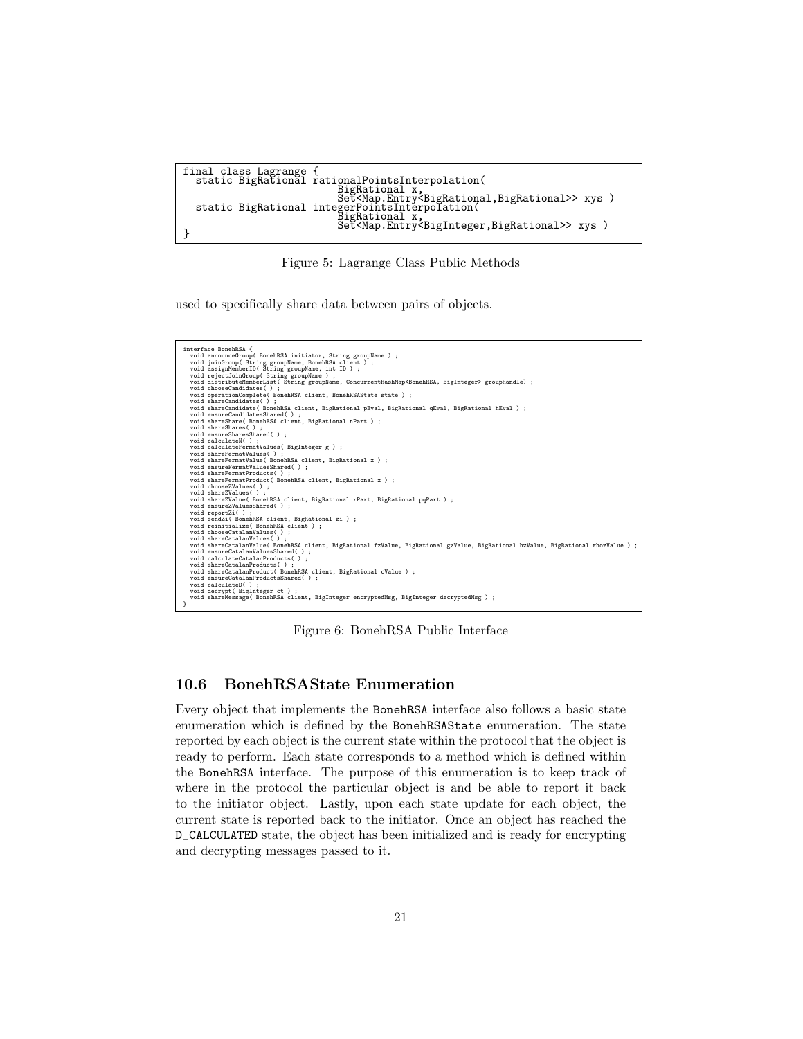```
final class Lagrange {
  static BigRational rationalPointsInterpolation(
                            BigRational x,
                            Set<Map.Entry<BigRational,BigRational>> xys )
  static BigRational integerPointsInterpolation(
                            BigRational x,
                            Set<Map.Entry<BigInteger,BigRational>> xys )
}
```

Figure 5: Lagrange Class Public Methods

used to specifically share data between pairs of objects.

```
interface BonehRSA {
  void announceGroup( BonehRSA initiator, String groupName ) ;
  void joinGroup( String groupName, BonehRSA client ) ;
  void assignMemberID( String groupName, int ID ) ;
  void rejectJoinGroup( String groupName ) ;
  void distributeMemberList( String groupName, ConcurrentHashMap<BonehRSA, BigInteger> groupHandle) ;
  void chooseCandidates( ) ;
  void operationComplete( BonehRSA client, BonehRSAState state ) ;
  void shareCandidates( ) ;
  void shareCandidate( BonehRSA client, BigRational pEval, BigRational qEval, BigRational hEval ) ;
  void ensureCandidatesShared( ) ;
  void shareShare( BonehRSA client, BigRational nPart ) ;
  void shareShares( ) ;
  void ensureSharesShared( ) ;
  void calculateN( ) ;
  void calculateFermatValues( BigInteger g ) ;
  void shareFermatValues( ) ;
  void shareFermatValue( BonehRSA client, BigRational x ) ;
  void ensureFermatValuesShared( ) ;
  void shareFermatProducts( ) ;
  void shareFermatProduct( BonehRSA client, BigRational x ) ;
  void chooseZValues( ) ;
  void shareZValues( ) ;
  void shareZValue( BonehRSA client, BigRational rPart, BigRational pqPart ) ;
  void ensureZValuesShared( ) ;
  void reportZi( ) ;
  void sendZi( BonehRSA client, BigRational zi ) ;
  void reinitialize( BonehRSA client ) ;
  void chooseCatalanValues( ) ;
  void shareCatalanValues( ) ;
  void shareCatalanValue( BonehRSA client, BigRational fzValue, BigRational gzValue, BigRational hzValue, BigRational rhozValue ) ;
  void ensureCatalanValuesShared( ) ;
  void calculateCatalanProducts( ) ;
  void shareCatalanProducts( ) ;
  void shareCatalanProduct( BonehRSA client, BigRational cValue ) ;
  void ensureCatalanProductsShared( ) ;
  void calculateD( ) ;
  void decrypt( BigInteger ct ) ;
  void shareMessage( BonehRSA client, BigInteger encryptedMsg, BigInteger decryptedMsg ) ;
}
```

Figure 6: BonehRSA Public Interface

### 10.6 BonehRSAState Enumeration

Every object that implements the `BonehRSA` interface also follows a basic state enumeration which is defined by the `BonehRSAState` enumeration. The state reported by each object is the current state within the protocol that the object is ready to perform. Each state corresponds to a method which is defined within the `BonehRSA` interface. The purpose of this enumeration is to keep track of where in the protocol the particular object is and be able to report it back to the initiator object. Lastly, upon each state update for each object, the current state is reported back to the initiator. Once an object has reached the `D_CALCULATED` state, the object has been initialized and is ready for encrypting and decrypting messages passed to it.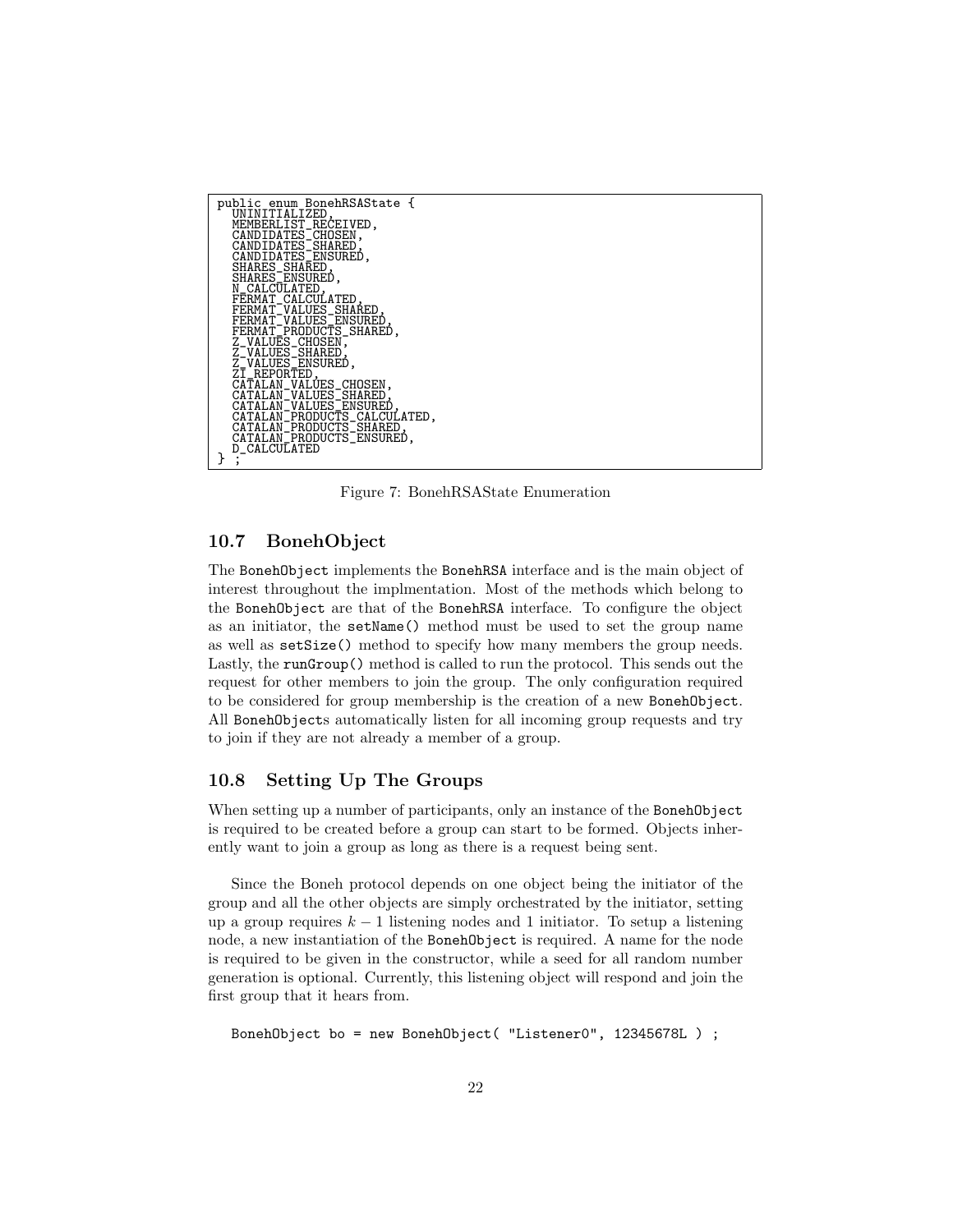```
public enum BonehRSAState {
  UNINITIALIZED,
  MEMBERLIST_RECEIVED,
  CANDIDATES_CHOSEN,
  CANDIDATES_SHARED,
  CANDIDATES_ENSURED,
  SHARES_SHARED,
  SHARES_ENSURED,
  N_CALCULATED,
  FERMAT_CALCULATED,
  FERMAT_VALUES_SHARED,
  FERMAT_VALUES_ENSURED,
  FERMAT_PRODUCTS_SHARED,
  Z_VALUES_CHOSEN,
  Z_VALUES_SHARED,
  Z_VALUES_ENSURED,
  ZI_REPORTED,
  CATALAN_VALUES_CHOSEN,
  CATALAN_VALUES_SHARED,
  CATALAN_VALUES_ENSURED,
  CATALAN_PRODUCTS_CALCULATED,
  CATALAN_PRODUCTS_SHARED,
  CATALAN_PRODUCTS_ENSURED,
  D_CALCULATED
} ;
```

Figure 7: BonehRSAState Enumeration

## 10.7 BonehObject

The BonehObject implements the BonehRSA interface and is the main object of interest throughout the implmentation. Most of the methods which belong to the BonehObject are that of the BonehRSA interface. To configure the object as an initiator, the setName() method must be used to set the group name as well as setSize() method to specify how many members the group needs. Lastly, the runGroup() method is called to run the protocol. This sends out the request for other members to join the group. The only configuration required to be considered for group membership is the creation of a new BonehObject. All BonehObjects automatically listen for all incoming group requests and try to join if they are not already a member of a group.

## 10.8 Setting Up The Groups

When setting up a number of participants, only an instance of the BonehObject is required to be created before a group can start to be formed. Objects inherently want to join a group as long as there is a request being sent.

Since the Boneh protocol depends on one object being the initiator of the group and all the other objects are simply orchestrated by the initiator, setting up a group requires $k-1$ listening nodes and 1 initiator. To setup a listening node, a new instantiation of the BonehObject is required. A name for the node is required to be given in the constructor, while a seed for all random number generation is optional. Currently, this listening object will respond and join the first group that it hears from.

```
BonehObject bo = new BonehObject( "Listener0", 12345678L ) ;
```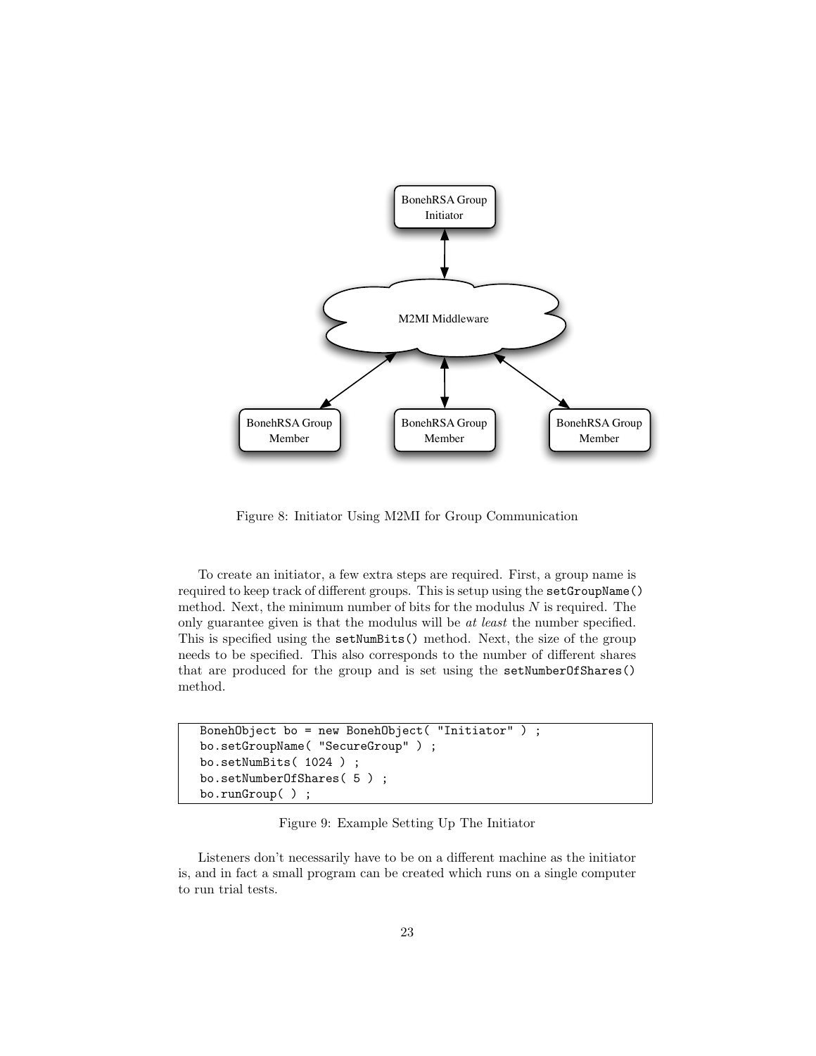Figure 8: Initiator Using M2MI for Group Communication

To create an initiator, a few extra steps are required. First, a group name is required to keep track of different groups. This is setup using the `setGroupName()` method. Next, the minimum number of bits for the modulus $N$ is required. The only guarantee given is that the modulus will be *at least* the number specified. This is specified using the `setNumBits()` method. Next, the size of the group needs to be specified. This also corresponds to the number of different shares that are produced for the group and is set using the `setNumberOfShares()` method.

```
BonehObject bo = new BonehObject( "Initiator" ) ;
bo.setGroupName( "SecureGroup" ) ;
bo.setNumBits( 1024 ) ;
bo.setNumberOfShares( 5 ) ;
bo.runGroup( ) ;
```

Figure 9: Example Setting Up The Initiator

Listeners don't necessarily have to be on a different machine as the initiator is, and in fact a small program can be created which runs on a single computer to run trial tests.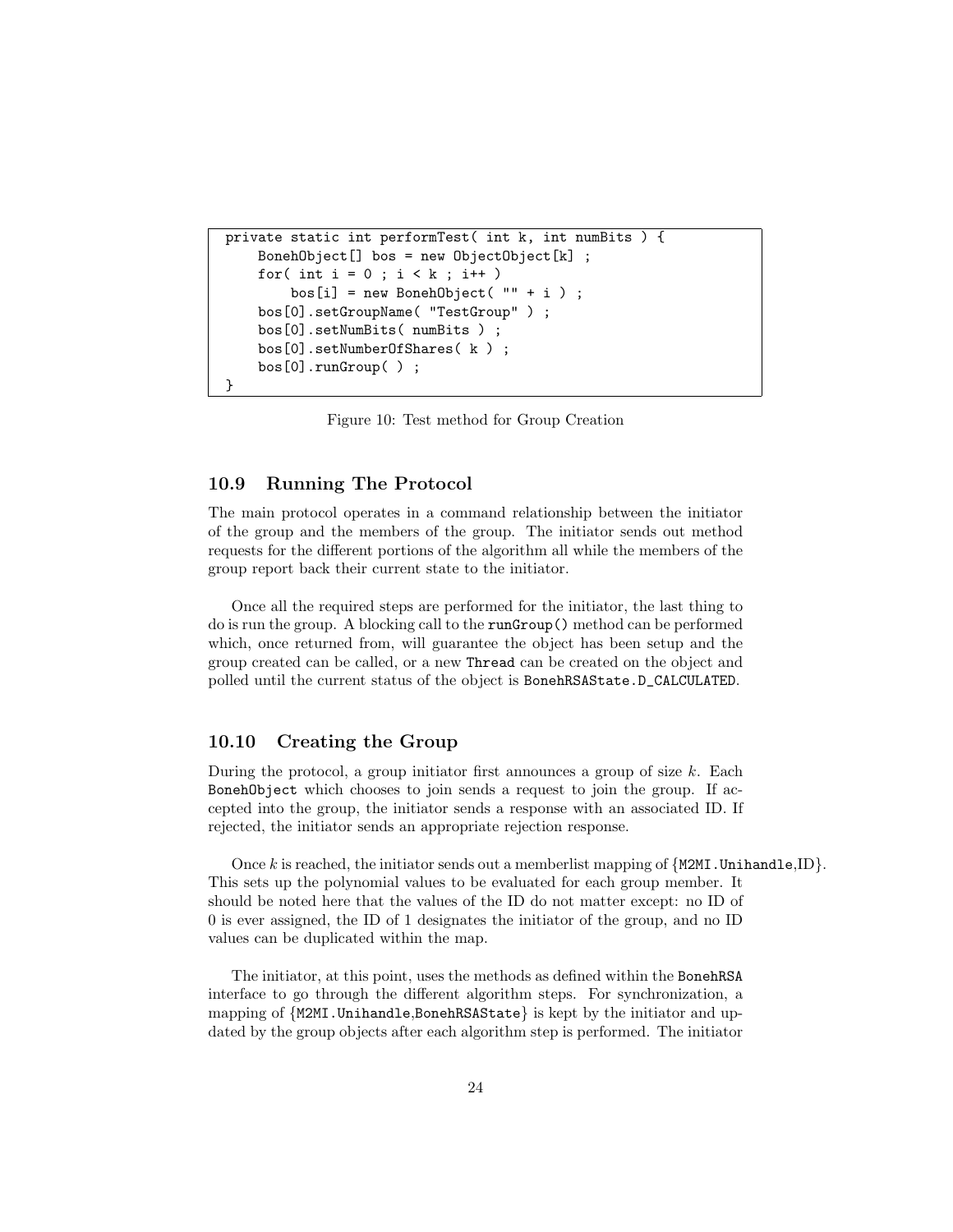```
private static int performTest( int k, int numBits ) {
    BonehObject[] bos = new ObjectObject[k] ;
    for( int i = 0 ; i < k ; i++ )
        bos[i] = new BonehObject( "" + i ) ;
    bos[0].setGroupName( "TestGroup" ) ;
    bos[0].setNumBits( numBits ) ;
    bos[0].setNumberOfShares( k ) ;
    bos[0].runGroup( ) ;
}
```

Figure 10: Test method for Group Creation

### 10.9 Running The Protocol

The main protocol operates in a command relationship between the initiator of the group and the members of the group. The initiator sends out method requests for the different portions of the algorithm all while the members of the group report back their current state to the initiator.

Once all the required steps are performed for the initiator, the last thing to do is run the group. A blocking call to the `runGroup()` method can be performed which, once returned from, will guarantee the object has been setup and the group created can be called, or a new `Thread` can be created on the object and polled until the current status of the object is `BonehRSAState.D_CALCULATED`.

### 10.10 Creating the Group

During the protocol, a group initiator first announces a group of size $k$. Each `BonehObject` which chooses to join sends a request to join the group. If accepted into the group, the initiator sends a response with an associated ID. If rejected, the initiator sends an appropriate rejection response.

Once $k$ is reached, the initiator sends out a memberlist mapping of {`M2MI.Unihandle`,ID}. This sets up the polynomial values to be evaluated for each group member. It should be noted here that the values of the ID do not matter except: no ID of 0 is ever assigned, the ID of 1 designates the initiator of the group, and no ID values can be duplicated within the map.

The initiator, at this point, uses the methods as defined within the `BonehRSA` interface to go through the different algorithm steps. For synchronization, a mapping of {`M2MI.Unihandle`,`BonehRSAState`} is kept by the initiator and updated by the group objects after each algorithm step is performed. The initiator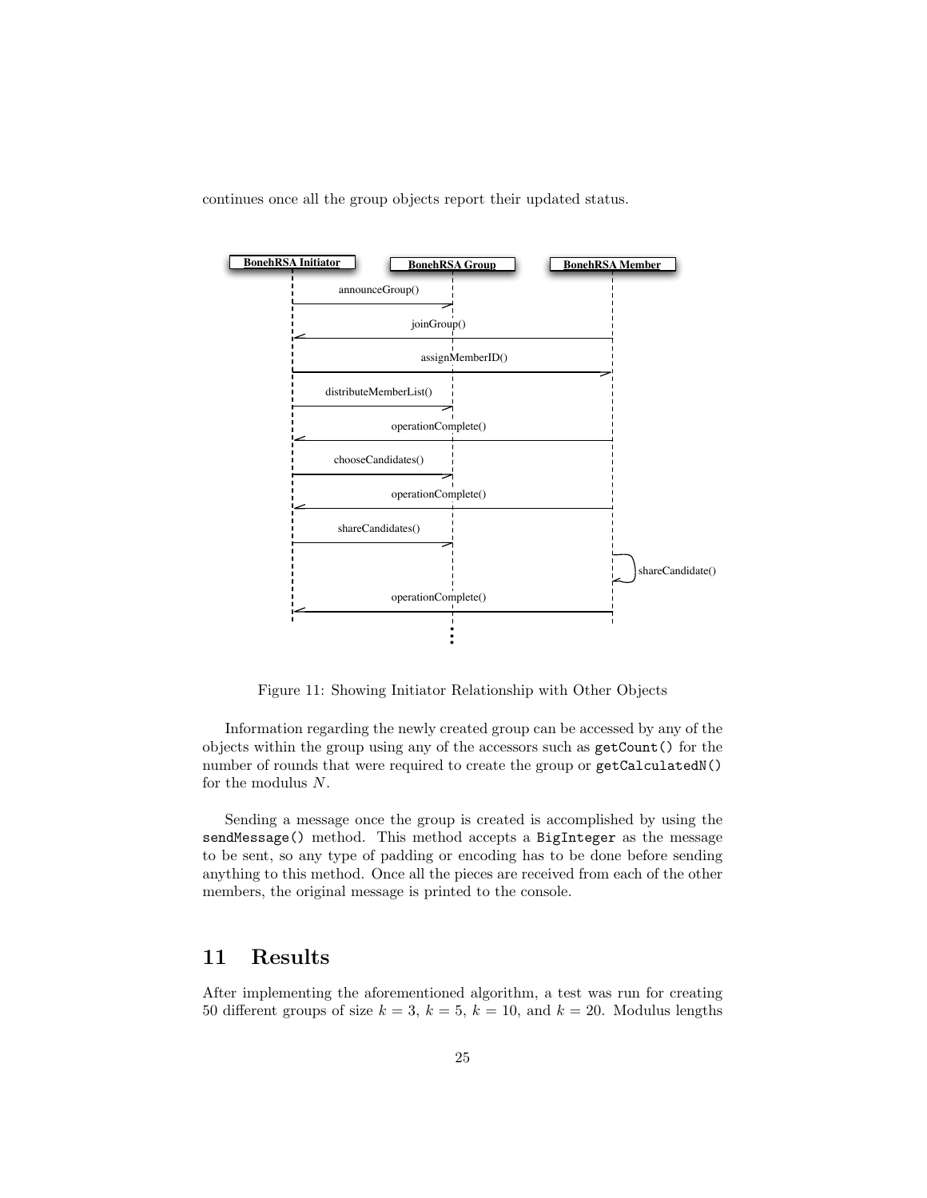continues once all the group objects report their updated status.

Figure 11: Showing Initiator Relationship with Other Objects

Information regarding the newly created group can be accessed by any of the objects within the group using any of the accessors such as `getCount()` for the number of rounds that were required to create the group or `getCalculatedN()` for the modulus $N$.

Sending a message once the group is created is accomplished by using the `sendMessage()` method. This method accepts a `BigInteger` as the message to be sent, so any type of padding or encoding has to be done before sending anything to this method. Once all the pieces are received from each of the other members, the original message is printed to the console.

## 11 Results

After implementing the aforementioned algorithm, a test was run for creating 50 different groups of size $k = 3$, $k = 5$, $k = 10$, and $k = 20$. Modulus lengths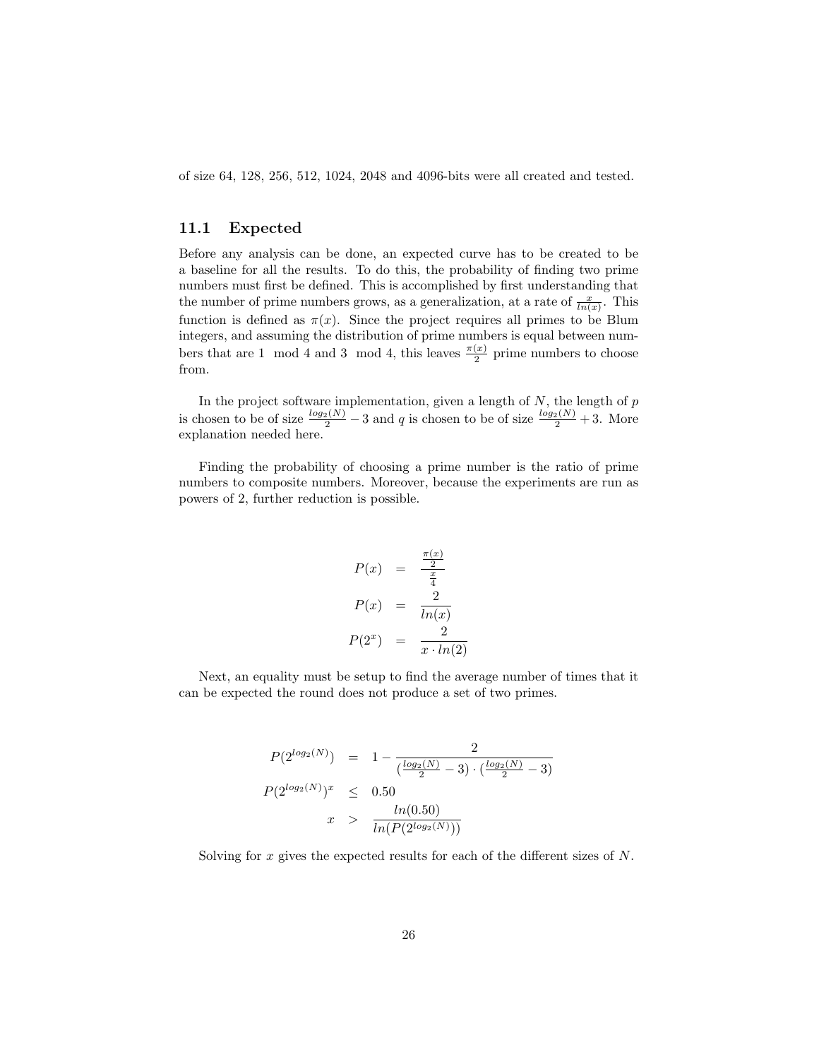of size 64, 128, 256, 512, 1024, 2048 and 4096-bits were all created and tested.

## 11.1 Expected

Before any analysis can be done, an expected curve has to be created to be a baseline for all the results. To do this, the probability of finding two prime numbers must first be defined. This is accomplished by first understanding that the number of prime numbers grows, as a generalization, at a rate of $\frac{x}{ln(x)}$. This function is defined as $\pi(x)$. Since the project requires all primes to be Blum integers, and assuming the distribution of prime numbers is equal between numbers that are $1 \mod 4$ and $3 \mod 4$, this leaves $\frac{\pi(x)}{2}$ prime numbers to choose from.

In the project software implementation, given a length of $N$, the length of $p$ is chosen to be of size $\frac{log_2(N)}{2} - 3$ and $q$ is chosen to be of size $\frac{log_2(N)}{2} + 3$. More explanation needed here.

Finding the probability of choosing a prime number is the ratio of prime numbers to composite numbers. Moreover, because the experiments are run as powers of 2, further reduction is possible.

$$
\begin{aligned}
P(x) &= \frac{\frac{\pi(x)}{2}}{\frac{x}{4}} \\
P(x) &= \frac{2}{ln(x)} \\
P(2^x) &= \frac{2}{x \cdot ln(2)}
\end{aligned}
$$

Next, an equality must be setup to find the average number of times that it can be expected the round does not produce a set of two primes.

$$
\begin{aligned}
P(2^{log_2(N)}) &= 1 - \frac{2}{(\frac{log_2(N)}{2} - 3) \cdot (\frac{log_2(N)}{2} - 3)} \\
P(2^{log_2(N)})^x &\leq 0.50 \\
x &> \frac{ln(0.50)}{ln(P(2^{log_2(N)}))}
\end{aligned}
$$

Solving for $x$ gives the expected results for each of the different sizes of $N$.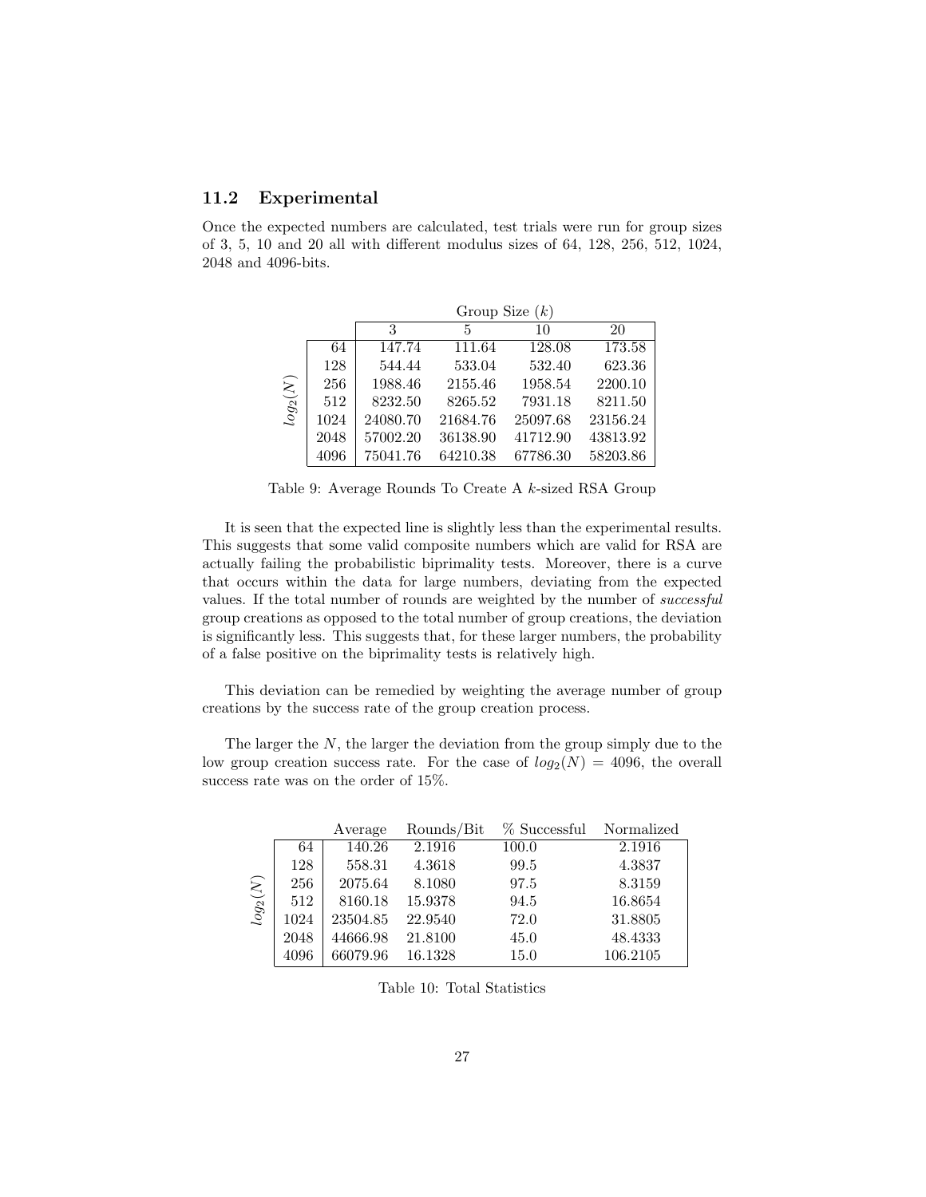### 11.2 Experimental

Once the expected numbers are calculated, test trials were run for group sizes of 3, 5, 10 and 20 all with different modulus sizes of 64, 128, 256, 512, 1024, 2048 and 4096-bits.

| | | Group Size ($k$) | | | |
|---|---|---|---|---|---|
| | | 3 | 5 | 10 | 20 |
| $log_2(N)$ | 64 | 147.74 | 111.64 | 128.08 | 173.58 |
| | 128 | 544.44 | 533.04 | 532.40 | 623.36 |
| | 256 | 1988.46 | 2155.46 | 1958.54 | 2200.10 |
| | 512 | 8232.50 | 8265.52 | 7931.18 | 8211.50 |
| | 1024 | 24080.70 | 21684.76 | 25097.68 | 23156.24 |
| | 2048 | 57002.20 | 36138.90 | 41712.90 | 43813.92 |
| | 4096 | 75041.76 | 64210.38 | 67786.30 | 58203.86 |

Table 9: Average Rounds To Create A $k$-sized RSA Group

It is seen that the expected line is slightly less than the experimental results. This suggests that some valid composite numbers which are valid for RSA are actually failing the probabilistic biprimality tests. Moreover, there is a curve that occurs within the data for large numbers, deviating from the expected values. If the total number of rounds are weighted by the number of *successful* group creations as opposed to the total number of group creations, the deviation is significantly less. This suggests that, for these larger numbers, the probability of a false positive on the biprimality tests is relatively high.

This deviation can be remedied by weighting the average number of group creations by the success rate of the group creation process.

The larger the $N$, the larger the deviation from the group simply due to the low group creation success rate. For the case of $log_2(N) = 4096$, the overall success rate was on the order of 15%.

| | | Average | Rounds/Bit | % Successful | Normalized |
|---|---|---|---|---|---|
| $log_2(N)$ | 64 | 140.26 | 2.1916 | 100.0 | 2.1916 |
| | 128 | 558.31 | 4.3618 | 99.5 | 4.3837 |
| | 256 | 2075.64 | 8.1080 | 97.5 | 8.3159 |
| | 512 | 8160.18 | 15.9378 | 94.5 | 16.8654 |
| | 1024 | 23504.85 | 22.9540 | 72.0 | 31.8805 |
| | 2048 | 44666.98 | 21.8100 | 45.0 | 48.4333 |
| | 4096 | 66079.96 | 16.1328 | 15.0 | 106.2105 |

Table 10: Total Statistics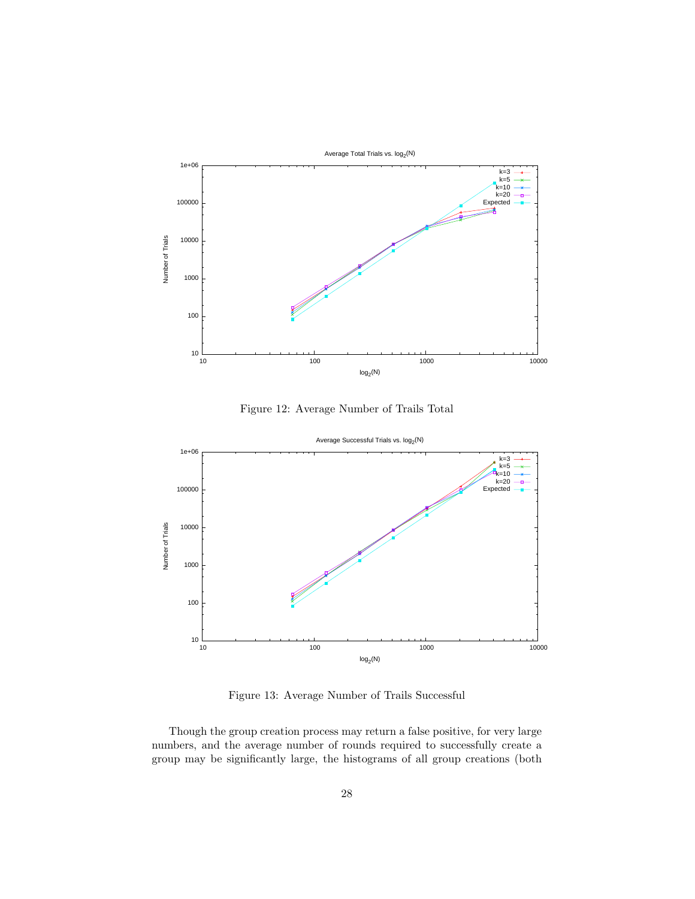Figure 12: Average Number of Trails Total

Figure 13: Average Number of Trails Successful

Though the group creation process may return a false positive, for very large numbers, and the average number of rounds required to successfully create a group may be significantly large, the histograms of all group creations (both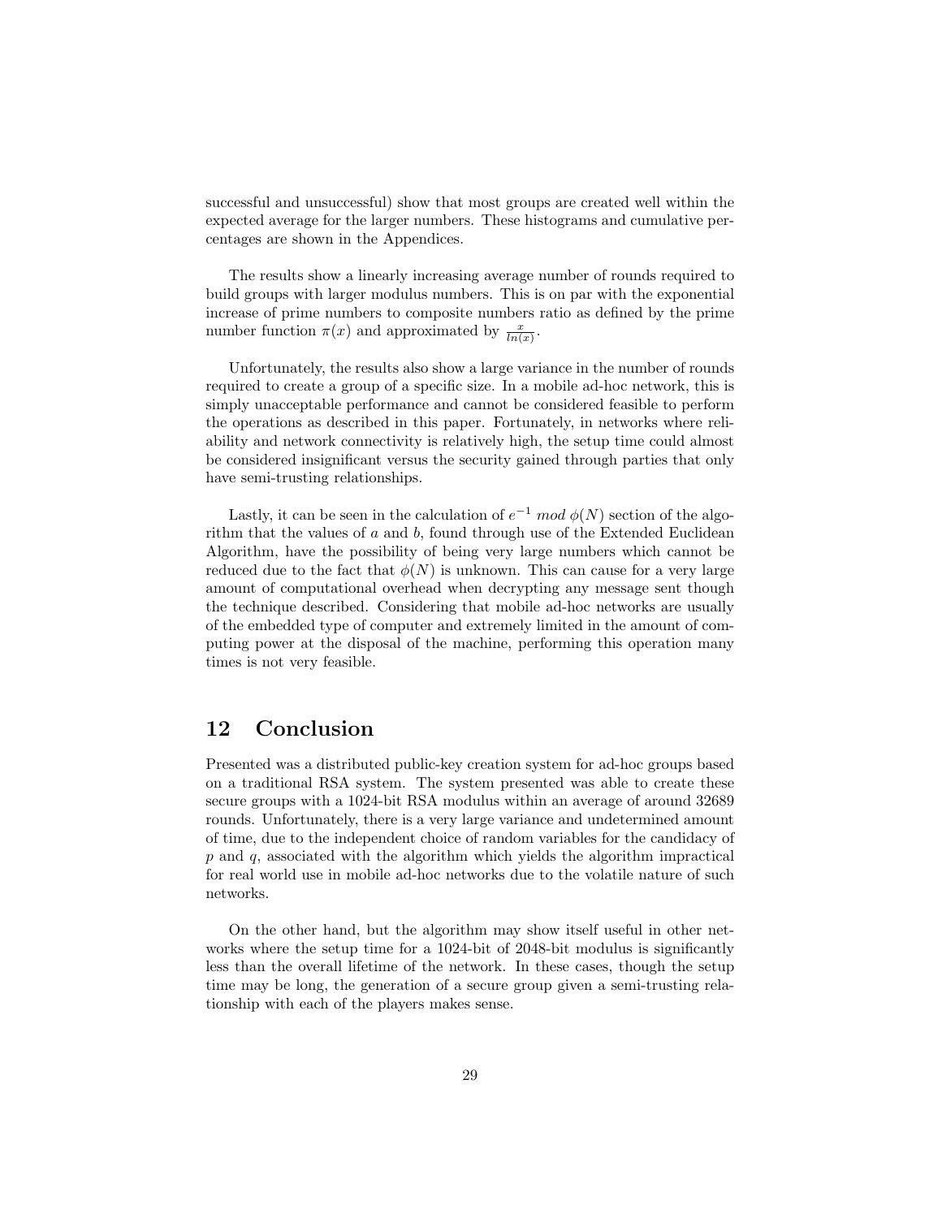successful and unsuccessful) show that most groups are created well within the expected average for the larger numbers. These histograms and cumulative percentages are shown in the Appendices.

The results show a linearly increasing average number of rounds required to build groups with larger modulus numbers. This is on par with the exponential increase of prime numbers to composite numbers ratio as defined by the prime number function $\pi(x)$ and approximated by $\frac{x}{ln(x)}$.

Unfortunately, the results also show a large variance in the number of rounds required to create a group of a specific size. In a mobile ad-hoc network, this is simply unacceptable performance and cannot be considered feasible to perform the operations as described in this paper. Fortunately, in networks where reliability and network connectivity is relatively high, the setup time could almost be considered insignificant versus the security gained through parties that only have semi-trusting relationships.

Lastly, it can be seen in the calculation of $e^{-1}\ mod\ \phi(N)$ section of the algorithm that the values of $a$ and $b$, found through use of the Extended Euclidean Algorithm, have the possibility of being very large numbers which cannot be reduced due to the fact that $\phi(N)$ is unknown. This can cause for a very large amount of computational overhead when decrypting any message sent though the technique described. Considering that mobile ad-hoc networks are usually of the embedded type of computer and extremely limited in the amount of computing power at the disposal of the machine, performing this operation many times is not very feasible.

## 12 Conclusion

Presented was a distributed public-key creation system for ad-hoc groups based on a traditional RSA system. The system presented was able to create these secure groups with a 1024-bit RSA modulus within an average of around 32689 rounds. Unfortunately, there is a very large variance and undetermined amount of time, due to the independent choice of random variables for the candidacy of $p$ and $q$, associated with the algorithm which yields the algorithm impractical for real world use in mobile ad-hoc networks due to the volatile nature of such networks.

On the other hand, but the algorithm may show itself useful in other networks where the setup time for a 1024-bit of 2048-bit modulus is significantly less than the overall lifetime of the network. In these cases, though the setup time may be long, the generation of a secure group given a semi-trusting relationship with each of the players makes sense.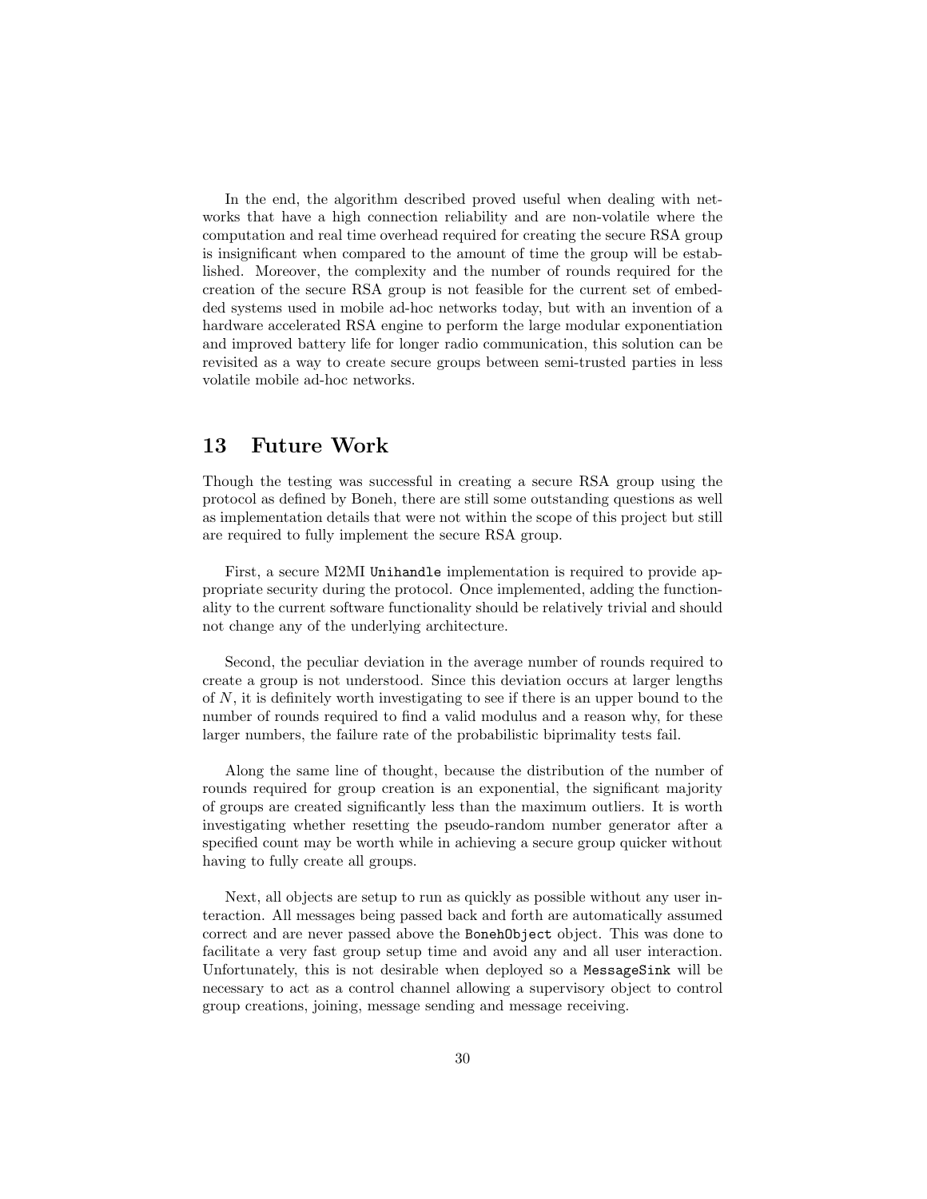In the end, the algorithm described proved useful when dealing with networks that have a high connection reliability and are non-volatile where the computation and real time overhead required for creating the secure RSA group is insignificant when compared to the amount of time the group will be established. Moreover, the complexity and the number of rounds required for the creation of the secure RSA group is not feasible for the current set of embedded systems used in mobile ad-hoc networks today, but with an invention of a hardware accelerated RSA engine to perform the large modular exponentiation and improved battery life for longer radio communication, this solution can be revisited as a way to create secure groups between semi-trusted parties in less volatile mobile ad-hoc networks.

## 13 Future Work

Though the testing was successful in creating a secure RSA group using the protocol as defined by Boneh, there are still some outstanding questions as well as implementation details that were not within the scope of this project but still are required to fully implement the secure RSA group.

First, a secure M2MI `Unihandle` implementation is required to provide appropriate security during the protocol. Once implemented, adding the functionality to the current software functionality should be relatively trivial and should not change any of the underlying architecture.

Second, the peculiar deviation in the average number of rounds required to create a group is not understood. Since this deviation occurs at larger lengths of $N$, it is definitely worth investigating to see if there is an upper bound to the number of rounds required to find a valid modulus and a reason why, for these larger numbers, the failure rate of the probabilistic biprimality tests fail.

Along the same line of thought, because the distribution of the number of rounds required for group creation is an exponential, the significant majority of groups are created significantly less than the maximum outliers. It is worth investigating whether resetting the pseudo-random number generator after a specified count may be worth while in achieving a secure group quicker without having to fully create all groups.

Next, all objects are setup to run as quickly as possible without any user interaction. All messages being passed back and forth are automatically assumed correct and are never passed above the `BonehObject` object. This was done to facilitate a very fast group setup time and avoid any and all user interaction. Unfortunately, this is not desirable when deployed so a `MessageSink` will be necessary to act as a control channel allowing a supervisory object to control group creations, joining, message sending and message receiving.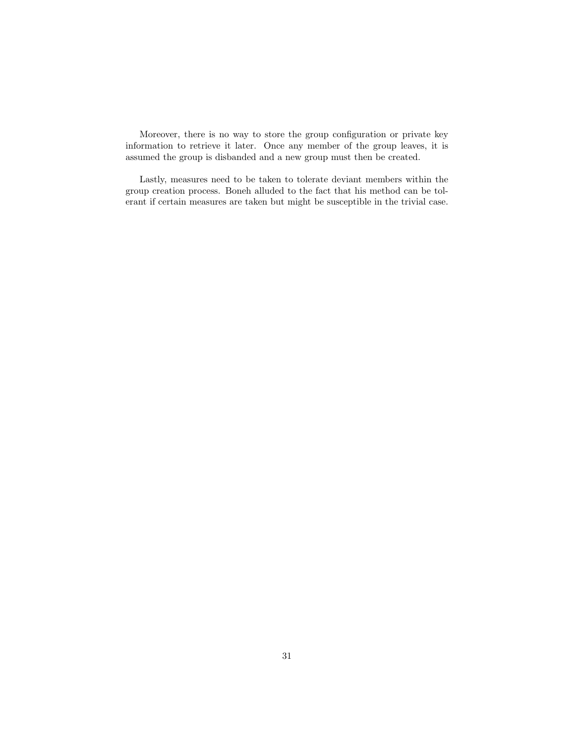Moreover, there is no way to store the group configuration or private key information to retrieve it later. Once any member of the group leaves, it is assumed the group is disbanded and a new group must then be created.

Lastly, measures need to be taken to tolerate deviant members within the group creation process. Boneh alluded to the fact that his method can be tolerant if certain measures are taken but might be susceptible in the trivial case.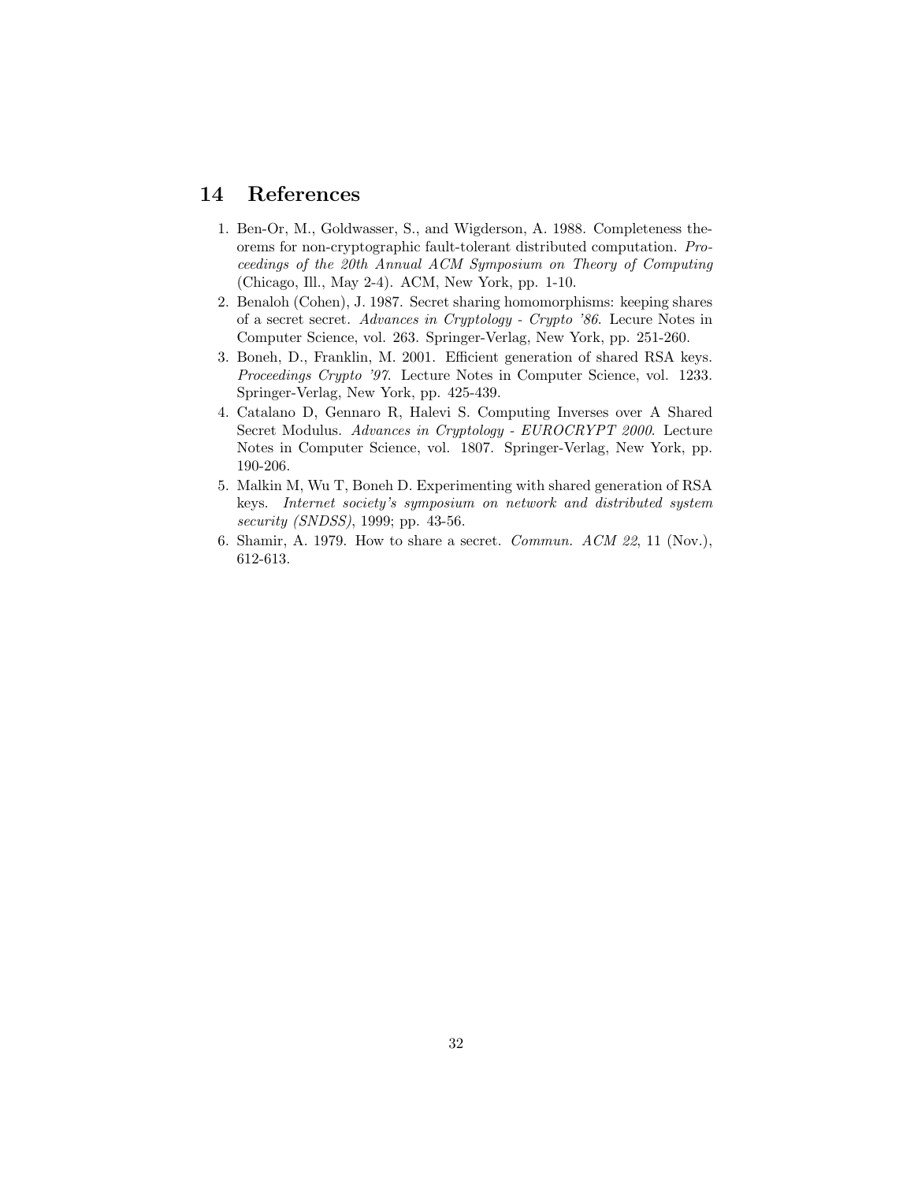## 14 References

1. Ben-Or, M., Goldwasser, S., and Wigderson, A. 1988. Completeness theorems for non-cryptographic fault-tolerant distributed computation. *Proceedings of the 20th Annual ACM Symposium on Theory of Computing* (Chicago, Ill., May 2-4). ACM, New York, pp. 1-10.
2. Benaloh (Cohen), J. 1987. Secret sharing homomorphisms: keeping shares of a secret secret. *Advances in Cryptology - Crypto '86*. Lecure Notes in Computer Science, vol. 263. Springer-Verlag, New York, pp. 251-260.
3. Boneh, D., Franklin, M. 2001. Efficient generation of shared RSA keys. *Proceedings Crypto '97*. Lecture Notes in Computer Science, vol. 1233. Springer-Verlag, New York, pp. 425-439.
4. Catalano D, Gennaro R, Halevi S. Computing Inverses over A Shared Secret Modulus. *Advances in Cryptology - EUROCRYPT 2000*. Lecture Notes in Computer Science, vol. 1807. Springer-Verlag, New York, pp. 190-206.
5. Malkin M, Wu T, Boneh D. Experimenting with shared generation of RSA keys. *Internet society's symposium on network and distributed system security (SNDSS)*, 1999; pp. 43-56.
6. Shamir, A. 1979. How to share a secret. *Commun. ACM 22*, 11 (Nov.), 612-613.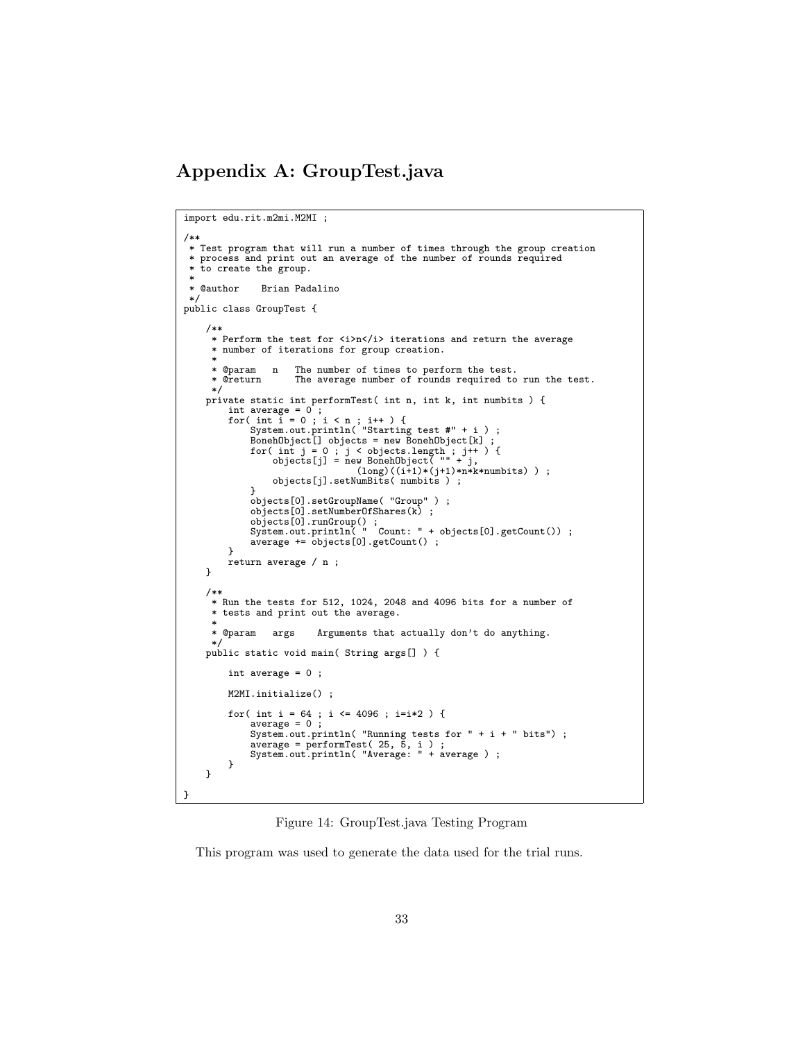# Appendix A: GroupTest.java

```
import edu.rit.m2mi.M2MI ;

/**
 * Test program that will run a number of times through the group creation
 * process and print out an average of the number of rounds required
 * to create the group.
 *
 * @author    Brian Padalino
 */
public class GroupTest {

    /**
     * Perform the test for <i>n</i> iterations and return the average
     * number of iterations for group creation.
     *
     * @param   n   The number of times to perform the test.
     * @return      The average number of rounds required to run the test.
     */
    private static int performTest( int n, int k, int numbits ) {
        int average = 0 ;
        for( int i = 0 ; i < n ; i++ ) {
            System.out.println( "Starting test #" + i ) ;
            BonehObject[] objects = new BonehObject[k] ;
            for( int j = 0 ; j < objects.length ; j++ ) {
                objects[j] = new BonehObject( "" + j,
                                 (long)((i+1)*(j+1)*n*k*numbits) ) ;
                objects[j].setNumBits( numbits ) ;
            }
            objects[0].setGroupName( "Group" ) ;
            objects[0].setNumberOfShares(k) ;
            objects[0].runGroup() ;
            System.out.println( "  Count: " + objects[0].getCount()) ;
            average += objects[0].getCount() ;
        }
        return average / n ;
    }

    /**
     * Run the tests for 512, 1024, 2048 and 4096 bits for a number of
     * tests and print out the average.
     *
     * @param   args    Arguments that actually don't do anything.
     */
    public static void main( String args[] ) {

        int average = 0 ;

        M2MI.initialize() ;

        for( int i = 64 ; i <= 4096 ; i=i*2 ) {
            average = 0 ;
            System.out.println( "Running tests for " + i + " bits") ;
            average = performTest( 25, 5, i ) ;
            System.out.println( "Average: " + average ) ;
        }
    }

}
```

Figure 14: GroupTest.java Testing Program

This program was used to generate the data used for the trial runs.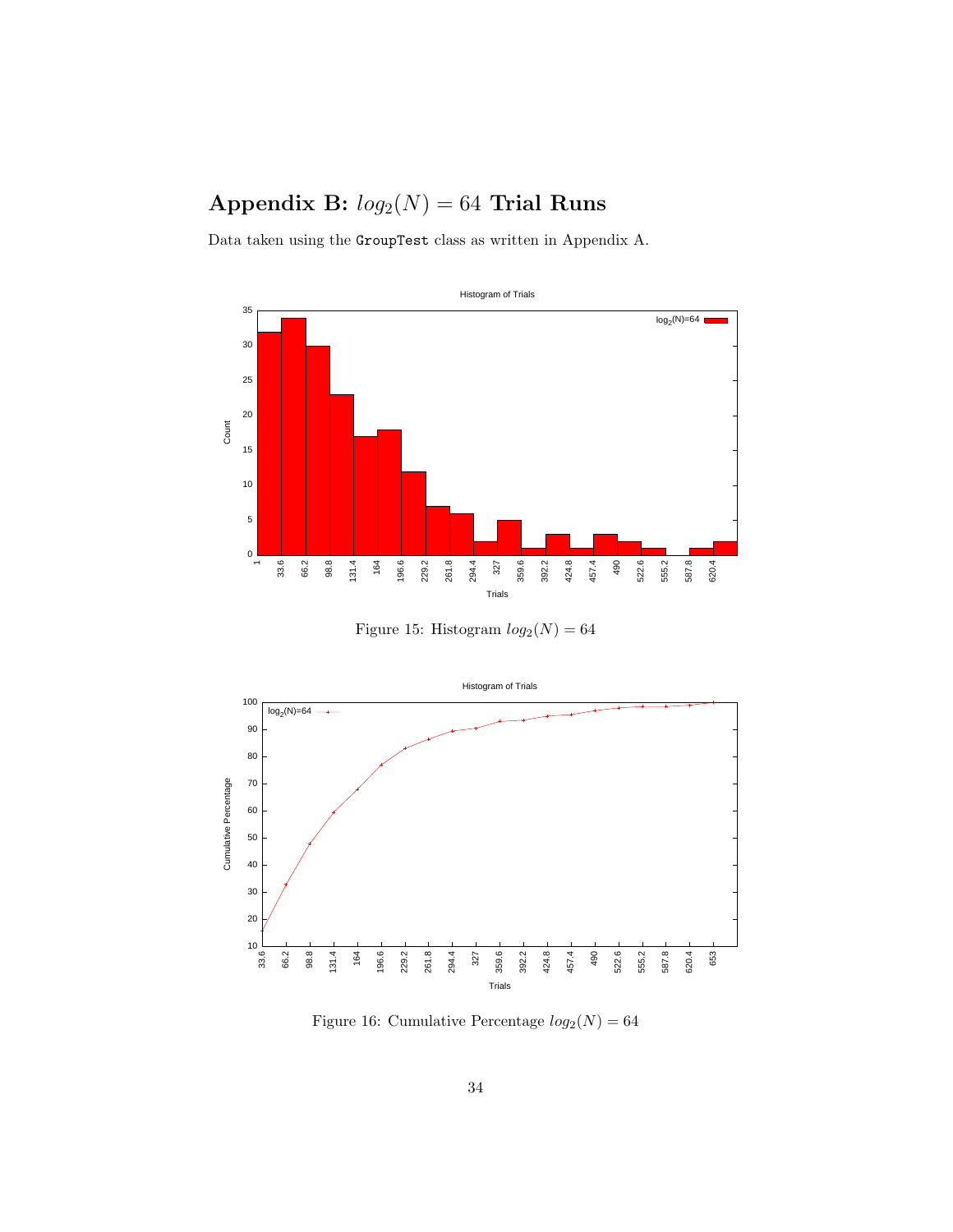# Appendix B: $log_2(N) = 64$ Trial Runs

Data taken using the `GroupTest` class as written in Appendix A.

Figure 15: Histogram $log_2(N) = 64$

Figure 16: Cumulative Percentage $log_2(N) = 64$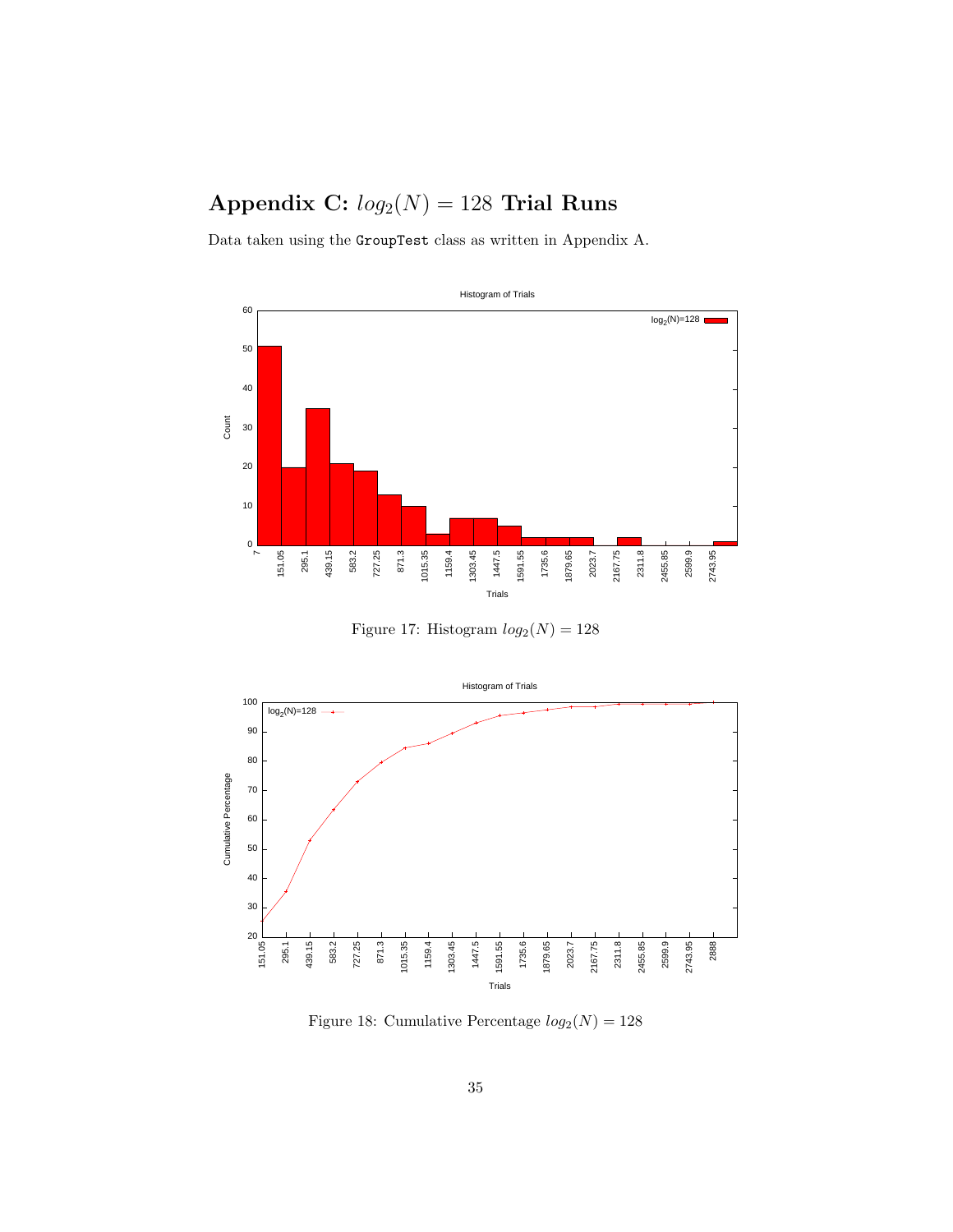# Appendix C: $log_2(N) = 128$ Trial Runs

Data taken using the `GroupTest` class as written in Appendix A.

Figure 17: Histogram $log_2(N) = 128$

Figure 18: Cumulative Percentage $log_2(N) = 128$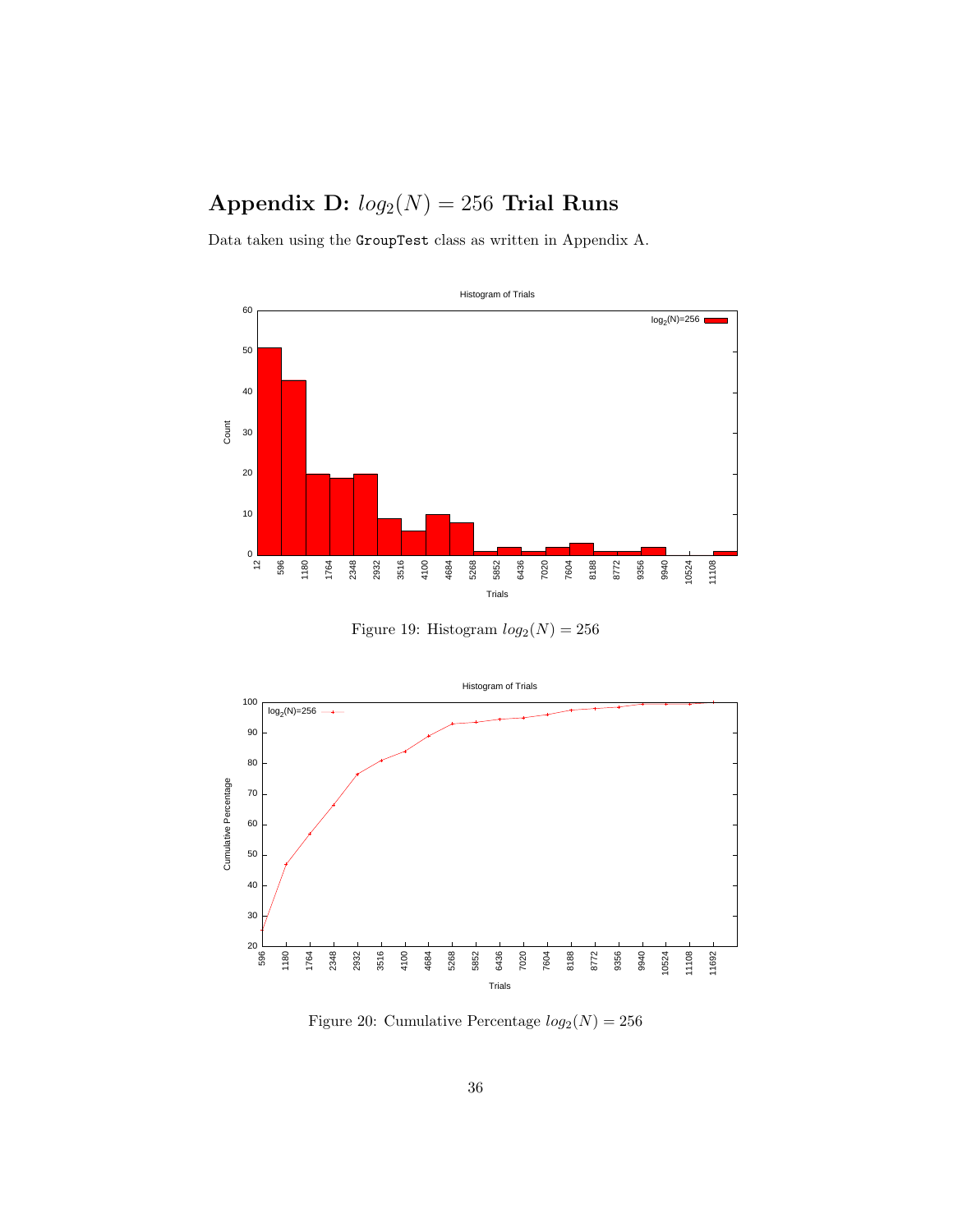# Appendix D: $log_2(N) = 256$ Trial Runs

Data taken using the `GroupTest` class as written in Appendix A.

Figure 19: Histogram $log_2(N) = 256$

Figure 20: Cumulative Percentage $log_2(N) = 256$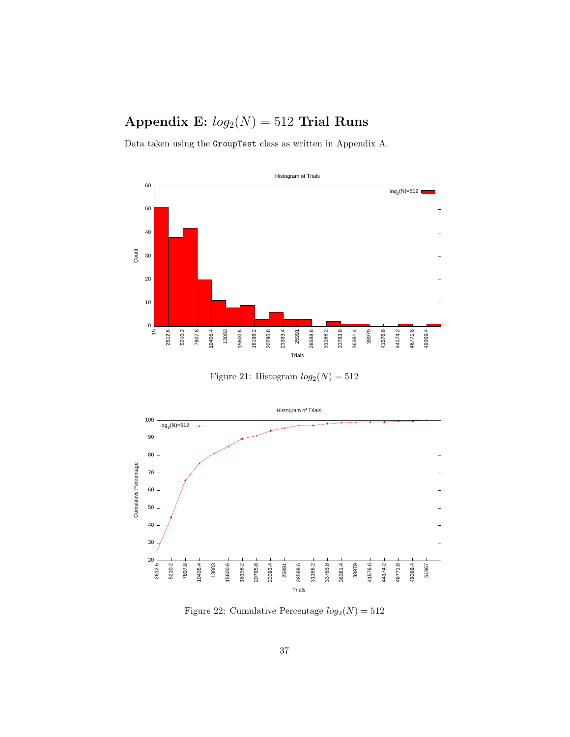# Appendix E: $log_2(N) = 512$ Trial Runs

Data taken using the `GroupTest` class as written in Appendix A.

Figure 21: Histogram $log_2(N) = 512$

Figure 22: Cumulative Percentage $log_2(N) = 512$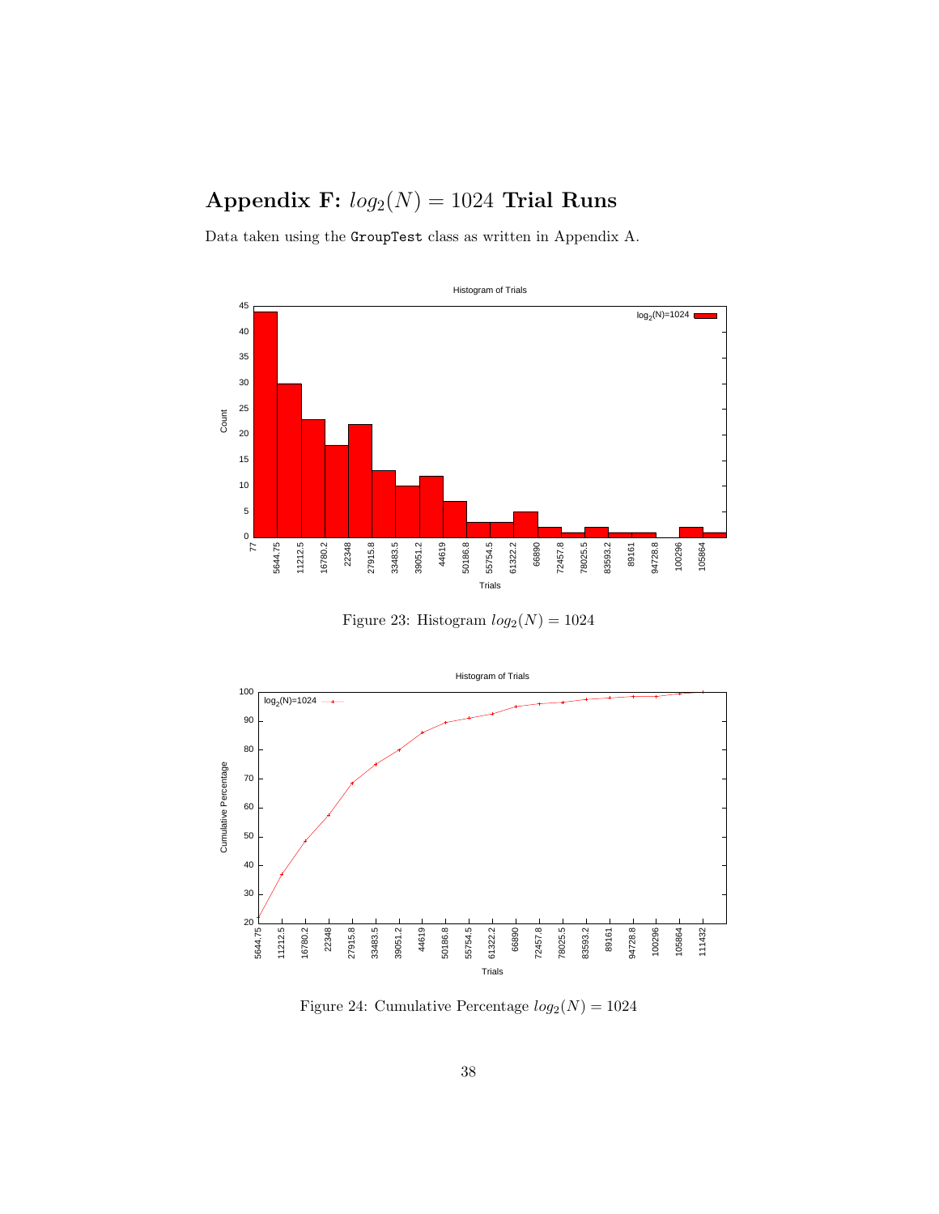# Appendix F: $log_2(N) = 1024$ Trial Runs

Data taken using the `GroupTest` class as written in Appendix A.

Figure 23: Histogram $log_2(N) = 1024$

Figure 24: Cumulative Percentage $log_2(N) = 1024$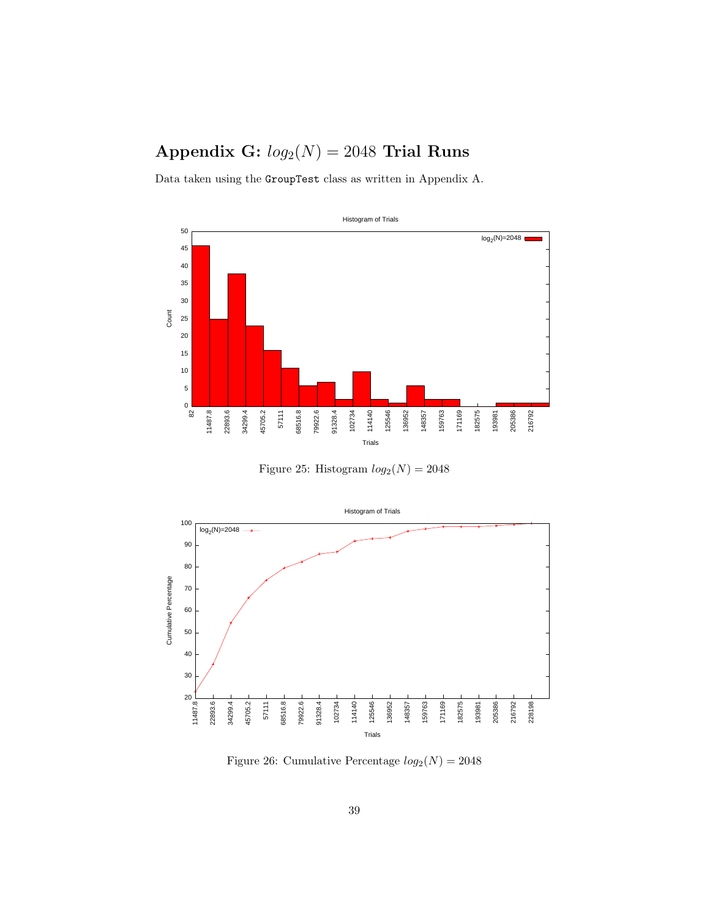# Appendix G: $log_2(N) = 2048$ Trial Runs

Data taken using the `GroupTest` class as written in Appendix A.

Figure 25: Histogram $log_2(N) = 2048$

Figure 26: Cumulative Percentage $log_2(N) = 2048$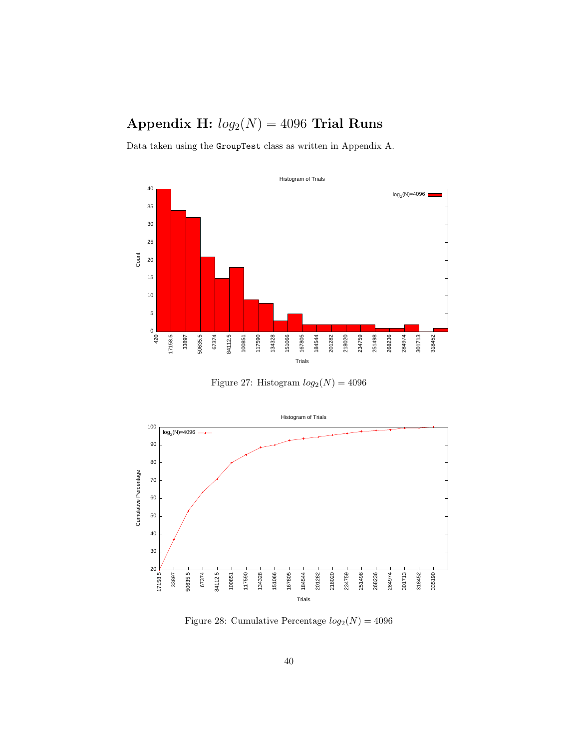# Appendix H: $log_2(N) = 4096$ Trial Runs

Data taken using the `GroupTest` class as written in Appendix A.

Histogram of Trials

$log_2$(N)=4096

Count

0
5
10
15
20
25
30
35
40

420
17158.5
33897
50635.5
67374
84112.5
100851
117590
134328
151066
167805
184544
201282
218020
234759
251498
268236
284974
301713
318452

Trials

Figure 27: Histogram $log_2(N) = 4096$

Histogram of Trials

$log_2$(N)=4096

Cumulative Percentage

20
30
40
50
60
70
80
90
100

17158.5
33897
50635.5
67374
84112.5
100851
117590
134328
151066
167805
184544
201282
218020
234759
251498
268236
284974
301713
318452
335190

Trials

Figure 28: Cumulative Percentage $log_2(N) = 4096$